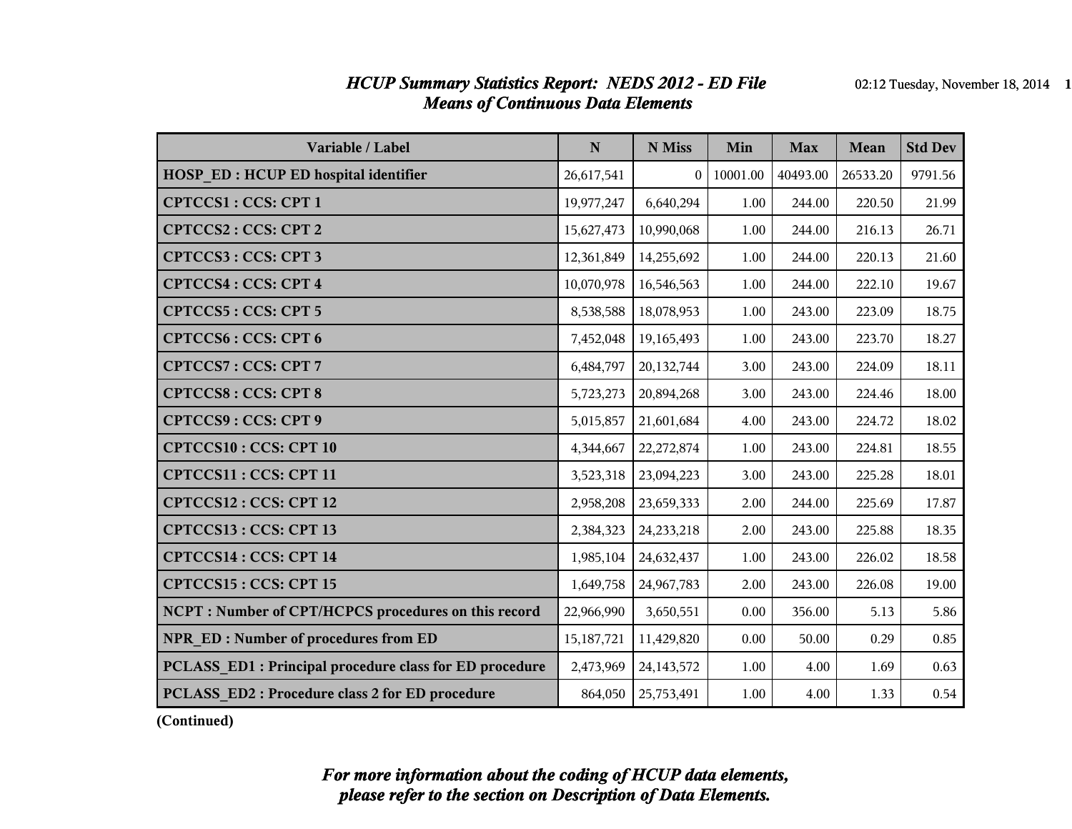# *HCUP Summary Statistics Report: NEDS 2012 - ED File*
## *Means of Continuous Data Elements*

| Variable / Label | N | N Miss | Min | Max | Mean | Std Dev |
|---|---|---|---|---|---|---|
| HOSP_ED : HCUP ED hospital identifier | 26,617,541 | 0 | 10001.00 | 40493.00 | 26533.20 | 9791.56 |
| CPTCCS1 : CCS: CPT 1 | 19,977,247 | 6,640,294 | 1.00 | 244.00 | 220.50 | 21.99 |
| CPTCCS2 : CCS: CPT 2 | 15,627,473 | 10,990,068 | 1.00 | 244.00 | 216.13 | 26.71 |
| CPTCCS3 : CCS: CPT 3 | 12,361,849 | 14,255,692 | 1.00 | 244.00 | 220.13 | 21.60 |
| CPTCCS4 : CCS: CPT 4 | 10,070,978 | 16,546,563 | 1.00 | 244.00 | 222.10 | 19.67 |
| CPTCCS5 : CCS: CPT 5 | 8,538,588 | 18,078,953 | 1.00 | 243.00 | 223.09 | 18.75 |
| CPTCCS6 : CCS: CPT 6 | 7,452,048 | 19,165,493 | 1.00 | 243.00 | 223.70 | 18.27 |
| CPTCCS7 : CCS: CPT 7 | 6,484,797 | 20,132,744 | 3.00 | 243.00 | 224.09 | 18.11 |
| CPTCCS8 : CCS: CPT 8 | 5,723,273 | 20,894,268 | 3.00 | 243.00 | 224.46 | 18.00 |
| CPTCCS9 : CCS: CPT 9 | 5,015,857 | 21,601,684 | 4.00 | 243.00 | 224.72 | 18.02 |
| CPTCCS10 : CCS: CPT 10 | 4,344,667 | 22,272,874 | 1.00 | 243.00 | 224.81 | 18.55 |
| CPTCCS11 : CCS: CPT 11 | 3,523,318 | 23,094,223 | 3.00 | 243.00 | 225.28 | 18.01 |
| CPTCCS12 : CCS: CPT 12 | 2,958,208 | 23,659,333 | 2.00 | 244.00 | 225.69 | 17.87 |
| CPTCCS13 : CCS: CPT 13 | 2,384,323 | 24,233,218 | 2.00 | 243.00 | 225.88 | 18.35 |
| CPTCCS14 : CCS: CPT 14 | 1,985,104 | 24,632,437 | 1.00 | 243.00 | 226.02 | 18.58 |
| CPTCCS15 : CCS: CPT 15 | 1,649,758 | 24,967,783 | 2.00 | 243.00 | 226.08 | 19.00 |
| NCPT : Number of CPT/HCPCS procedures on this record | 22,966,990 | 3,650,551 | 0.00 | 356.00 | 5.13 | 5.86 |
| NPR_ED : Number of procedures from ED | 15,187,721 | 11,429,820 | 0.00 | 50.00 | 0.29 | 0.85 |
| PCLASS_ED1 : Principal procedure class for ED procedure | 2,473,969 | 24,143,572 | 1.00 | 4.00 | 1.69 | 0.63 |
| PCLASS_ED2 : Procedure class 2 for ED procedure | 864,050 | 25,753,491 | 1.00 | 4.00 | 1.33 | 0.54 |

**(Continued)**

***For more information about the coding of HCUP data elements, please refer to the section on Description of Data Elements.***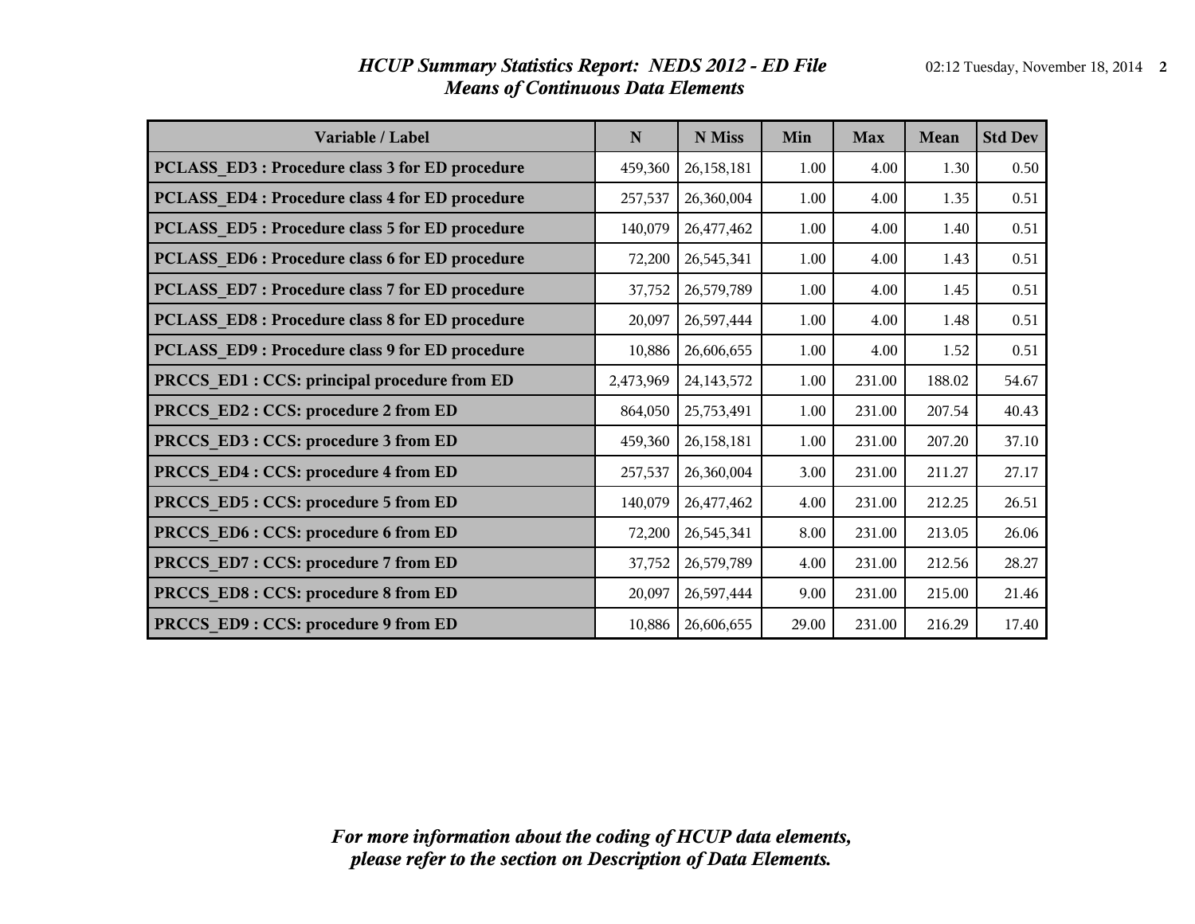# HCUP Summary Statistics Report: NEDS 2012 - ED File
## Means of Continuous Data Elements

| Variable / Label | N | N Miss | Min | Max | Mean | Std Dev |
|---|---|---|---|---|---|---|
| PCLASS_ED3 : Procedure class 3 for ED procedure | 459,360 | 26,158,181 | 1.00 | 4.00 | 1.30 | 0.50 |
| PCLASS_ED4 : Procedure class 4 for ED procedure | 257,537 | 26,360,004 | 1.00 | 4.00 | 1.35 | 0.51 |
| PCLASS_ED5 : Procedure class 5 for ED procedure | 140,079 | 26,477,462 | 1.00 | 4.00 | 1.40 | 0.51 |
| PCLASS_ED6 : Procedure class 6 for ED procedure | 72,200 | 26,545,341 | 1.00 | 4.00 | 1.43 | 0.51 |
| PCLASS_ED7 : Procedure class 7 for ED procedure | 37,752 | 26,579,789 | 1.00 | 4.00 | 1.45 | 0.51 |
| PCLASS_ED8 : Procedure class 8 for ED procedure | 20,097 | 26,597,444 | 1.00 | 4.00 | 1.48 | 0.51 |
| PCLASS_ED9 : Procedure class 9 for ED procedure | 10,886 | 26,606,655 | 1.00 | 4.00 | 1.52 | 0.51 |
| PRCCS_ED1 : CCS: principal procedure from ED | 2,473,969 | 24,143,572 | 1.00 | 231.00 | 188.02 | 54.67 |
| PRCCS_ED2 : CCS: procedure 2 from ED | 864,050 | 25,753,491 | 1.00 | 231.00 | 207.54 | 40.43 |
| PRCCS_ED3 : CCS: procedure 3 from ED | 459,360 | 26,158,181 | 1.00 | 231.00 | 207.20 | 37.10 |
| PRCCS_ED4 : CCS: procedure 4 from ED | 257,537 | 26,360,004 | 3.00 | 231.00 | 211.27 | 27.17 |
| PRCCS_ED5 : CCS: procedure 5 from ED | 140,079 | 26,477,462 | 4.00 | 231.00 | 212.25 | 26.51 |
| PRCCS_ED6 : CCS: procedure 6 from ED | 72,200 | 26,545,341 | 8.00 | 231.00 | 213.05 | 26.06 |
| PRCCS_ED7 : CCS: procedure 7 from ED | 37,752 | 26,579,789 | 4.00 | 231.00 | 212.56 | 28.27 |
| PRCCS_ED8 : CCS: procedure 8 from ED | 20,097 | 26,597,444 | 9.00 | 231.00 | 215.00 | 21.46 |
| PRCCS_ED9 : CCS: procedure 9 from ED | 10,886 | 26,606,655 | 29.00 | 231.00 | 216.29 | 17.40 |

*For more information about the coding of HCUP data elements, please refer to the section on Description of Data Elements.*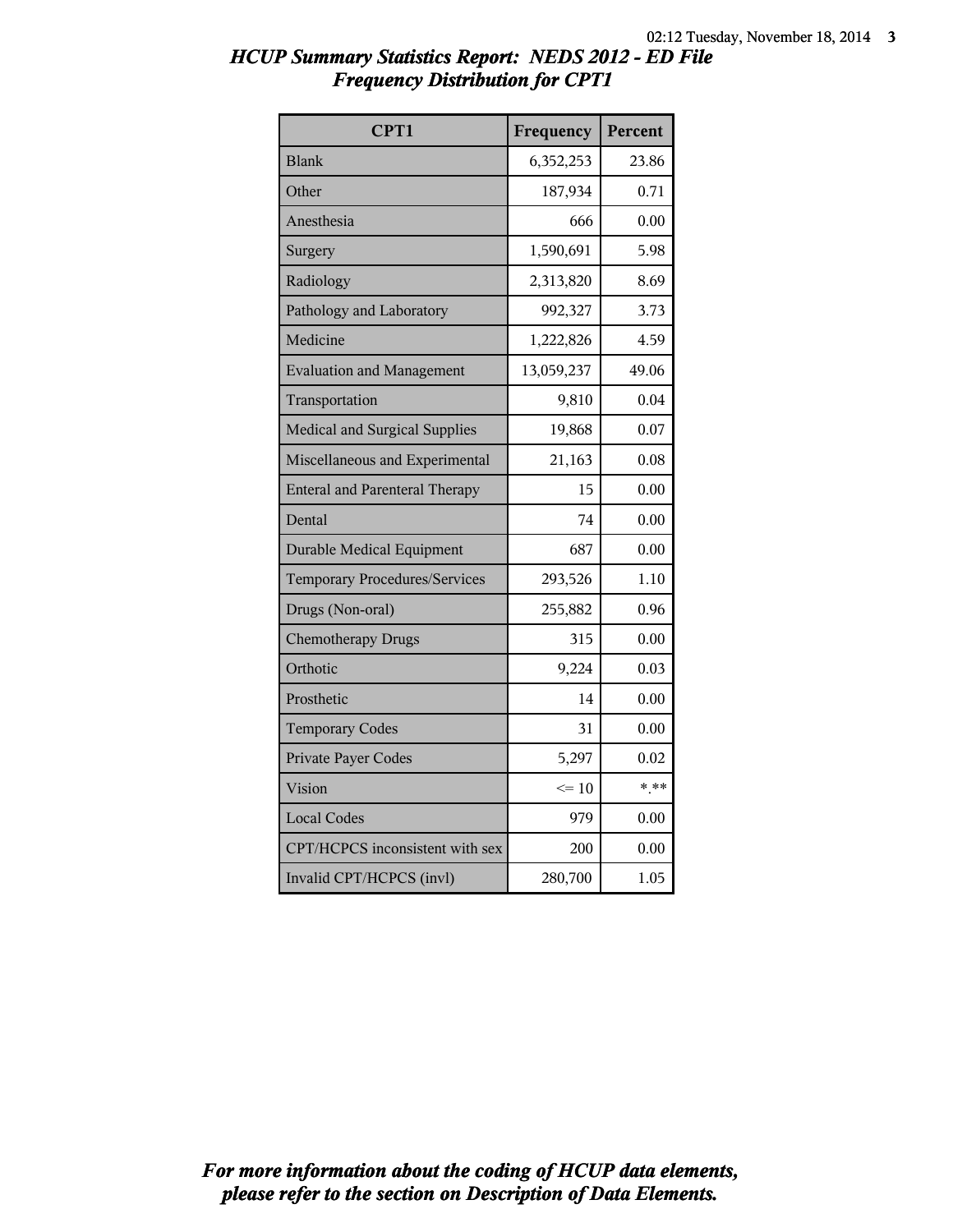*HCUP Summary Statistics Report: NEDS 2012 - ED File*
*Frequency Distribution for CPT1*

| CPT1 | Frequency | Percent |
|---|---|---|
| Blank | 6,352,253 | 23.86 |
| Other | 187,934 | 0.71 |
| Anesthesia | 666 | 0.00 |
| Surgery | 1,590,691 | 5.98 |
| Radiology | 2,313,820 | 8.69 |
| Pathology and Laboratory | 992,327 | 3.73 |
| Medicine | 1,222,826 | 4.59 |
| Evaluation and Management | 13,059,237 | 49.06 |
| Transportation | 9,810 | 0.04 |
| Medical and Surgical Supplies | 19,868 | 0.07 |
| Miscellaneous and Experimental | 21,163 | 0.08 |
| Enteral and Parenteral Therapy | 15 | 0.00 |
| Dental | 74 | 0.00 |
| Durable Medical Equipment | 687 | 0.00 |
| Temporary Procedures/Services | 293,526 | 1.10 |
| Drugs (Non-oral) | 255,882 | 0.96 |
| Chemotherapy Drugs | 315 | 0.00 |
| Orthotic | 9,224 | 0.03 |
| Prosthetic | 14 | 0.00 |
| Temporary Codes | 31 | 0.00 |
| Private Payer Codes | 5,297 | 0.02 |
| Vision | <= 10 | *.** |
| Local Codes | 979 | 0.00 |
| CPT/HCPCS inconsistent with sex | 200 | 0.00 |
| Invalid CPT/HCPCS (invl) | 280,700 | 1.05 |

***For more information about the coding of HCUP data elements, please refer to the section on Description of Data Elements.***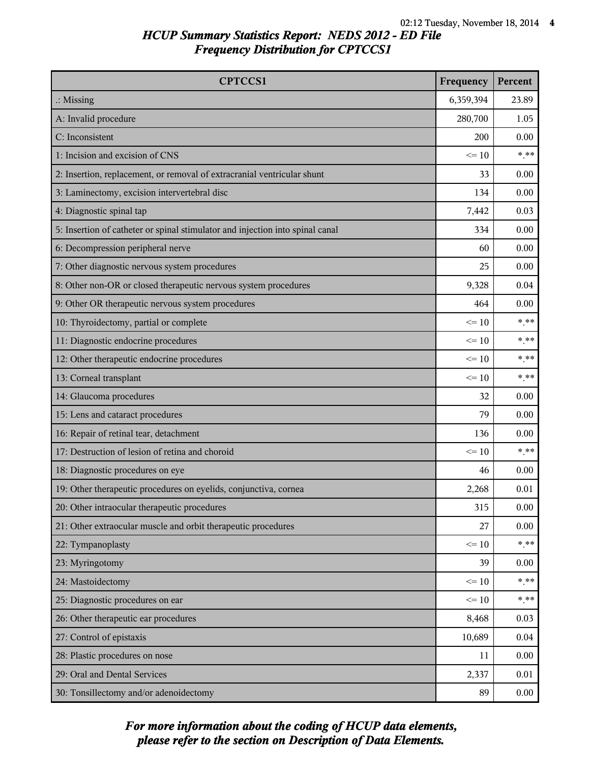# HCUP Summary Statistics Report: NEDS 2012 - ED File

## Frequency Distribution for CPTCCS1

| CPTCCS1 | Frequency | Percent |
|---|---|---|
| .: Missing | 6,359,394 | 23.89 |
| A: Invalid procedure | 280,700 | 1.05 |
| C: Inconsistent | 200 | 0.00 |
| 1: Incision and excision of CNS | <= 10 | *.** |
| 2: Insertion, replacement, or removal of extracranial ventricular shunt | 33 | 0.00 |
| 3: Laminectomy, excision intervertebral disc | 134 | 0.00 |
| 4: Diagnostic spinal tap | 7,442 | 0.03 |
| 5: Insertion of catheter or spinal stimulator and injection into spinal canal | 334 | 0.00 |
| 6: Decompression peripheral nerve | 60 | 0.00 |
| 7: Other diagnostic nervous system procedures | 25 | 0.00 |
| 8: Other non-OR or closed therapeutic nervous system procedures | 9,328 | 0.04 |
| 9: Other OR therapeutic nervous system procedures | 464 | 0.00 |
| 10: Thyroidectomy, partial or complete | <= 10 | *.** |
| 11: Diagnostic endocrine procedures | <= 10 | *.** |
| 12: Other therapeutic endocrine procedures | <= 10 | *.** |
| 13: Corneal transplant | <= 10 | *.** |
| 14: Glaucoma procedures | 32 | 0.00 |
| 15: Lens and cataract procedures | 79 | 0.00 |
| 16: Repair of retinal tear, detachment | 136 | 0.00 |
| 17: Destruction of lesion of retina and choroid | <= 10 | *.** |
| 18: Diagnostic procedures on eye | 46 | 0.00 |
| 19: Other therapeutic procedures on eyelids, conjunctiva, cornea | 2,268 | 0.01 |
| 20: Other intraocular therapeutic procedures | 315 | 0.00 |
| 21: Other extraocular muscle and orbit therapeutic procedures | 27 | 0.00 |
| 22: Tympanoplasty | <= 10 | *.** |
| 23: Myringotomy | 39 | 0.00 |
| 24: Mastoidectomy | <= 10 | *.** |
| 25: Diagnostic procedures on ear | <= 10 | *.** |
| 26: Other therapeutic ear procedures | 8,468 | 0.03 |
| 27: Control of epistaxis | 10,689 | 0.04 |
| 28: Plastic procedures on nose | 11 | 0.00 |
| 29: Oral and Dental Services | 2,337 | 0.01 |
| 30: Tonsillectomy and/or adenoidectomy | 89 | 0.00 |

*For more information about the coding of HCUP data elements, please refer to the section on Description of Data Elements.*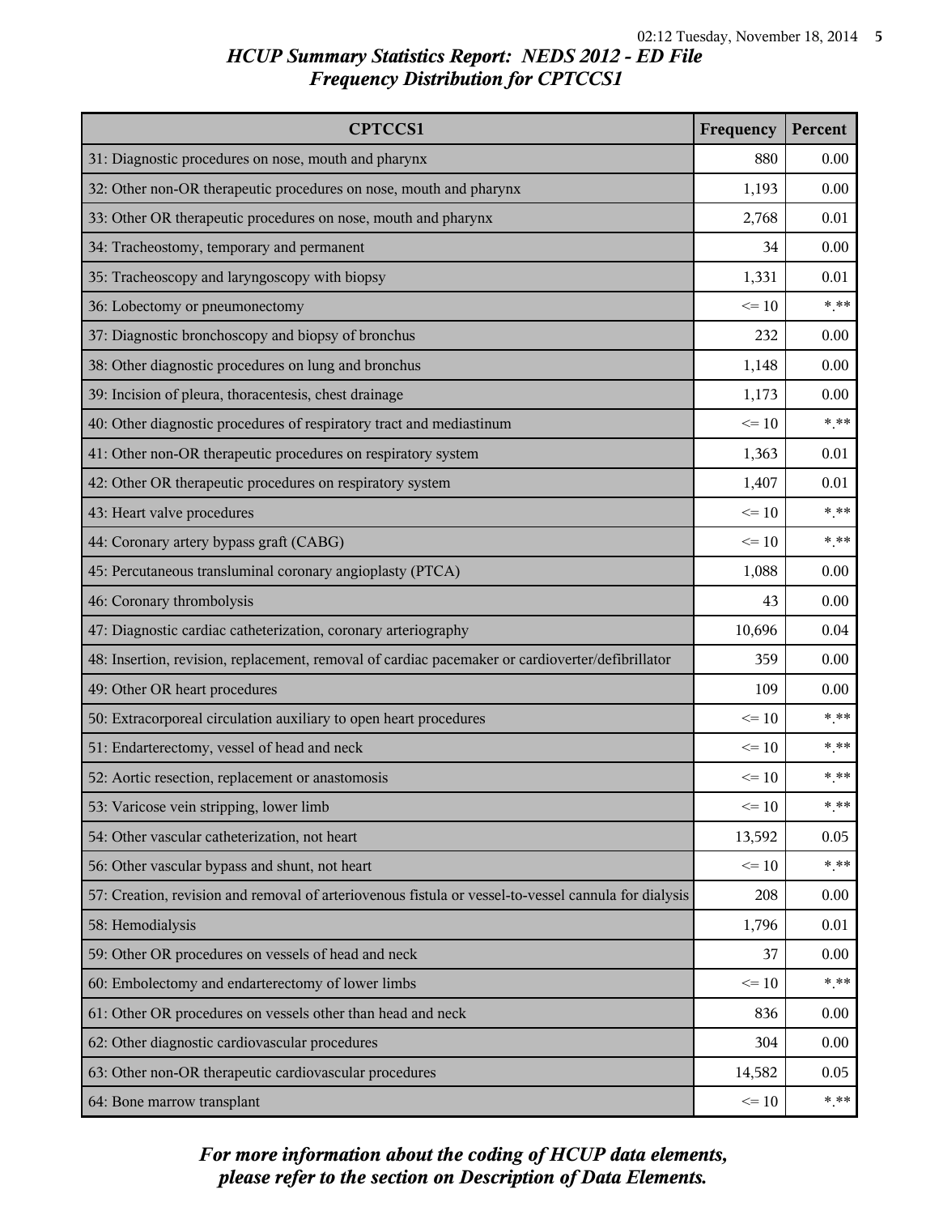# HCUP Summary Statistics Report: NEDS 2012 - ED File
## Frequency Distribution for CPTCCS1

| CPTCCS1 | Frequency | Percent |
|---|---|---|
| 31: Diagnostic procedures on nose, mouth and pharynx | 880 | 0.00 |
| 32: Other non-OR therapeutic procedures on nose, mouth and pharynx | 1,193 | 0.00 |
| 33: Other OR therapeutic procedures on nose, mouth and pharynx | 2,768 | 0.01 |
| 34: Tracheostomy, temporary and permanent | 34 | 0.00 |
| 35: Tracheoscopy and laryngoscopy with biopsy | 1,331 | 0.01 |
| 36: Lobectomy or pneumonectomy | <= 10 | *.** |
| 37: Diagnostic bronchoscopy and biopsy of bronchus | 232 | 0.00 |
| 38: Other diagnostic procedures on lung and bronchus | 1,148 | 0.00 |
| 39: Incision of pleura, thoracentesis, chest drainage | 1,173 | 0.00 |
| 40: Other diagnostic procedures of respiratory tract and mediastinum | <= 10 | *.** |
| 41: Other non-OR therapeutic procedures on respiratory system | 1,363 | 0.01 |
| 42: Other OR therapeutic procedures on respiratory system | 1,407 | 0.01 |
| 43: Heart valve procedures | <= 10 | *.** |
| 44: Coronary artery bypass graft (CABG) | <= 10 | *.** |
| 45: Percutaneous transluminal coronary angioplasty (PTCA) | 1,088 | 0.00 |
| 46: Coronary thrombolysis | 43 | 0.00 |
| 47: Diagnostic cardiac catheterization, coronary arteriography | 10,696 | 0.04 |
| 48: Insertion, revision, replacement, removal of cardiac pacemaker or cardioverter/defibrillator | 359 | 0.00 |
| 49: Other OR heart procedures | 109 | 0.00 |
| 50: Extracorporeal circulation auxiliary to open heart procedures | <= 10 | *.** |
| 51: Endarterectomy, vessel of head and neck | <= 10 | *.** |
| 52: Aortic resection, replacement or anastomosis | <= 10 | *.** |
| 53: Varicose vein stripping, lower limb | <= 10 | *.** |
| 54: Other vascular catheterization, not heart | 13,592 | 0.05 |
| 56: Other vascular bypass and shunt, not heart | <= 10 | *.** |
| 57: Creation, revision and removal of arteriovenous fistula or vessel-to-vessel cannula for dialysis | 208 | 0.00 |
| 58: Hemodialysis | 1,796 | 0.01 |
| 59: Other OR procedures on vessels of head and neck | 37 | 0.00 |
| 60: Embolectomy and endarterectomy of lower limbs | <= 10 | *.** |
| 61: Other OR procedures on vessels other than head and neck | 836 | 0.00 |
| 62: Other diagnostic cardiovascular procedures | 304 | 0.00 |
| 63: Other non-OR therapeutic cardiovascular procedures | 14,582 | 0.05 |
| 64: Bone marrow transplant | <= 10 | *.** |

*For more information about the coding of HCUP data elements, please refer to the section on Description of Data Elements.*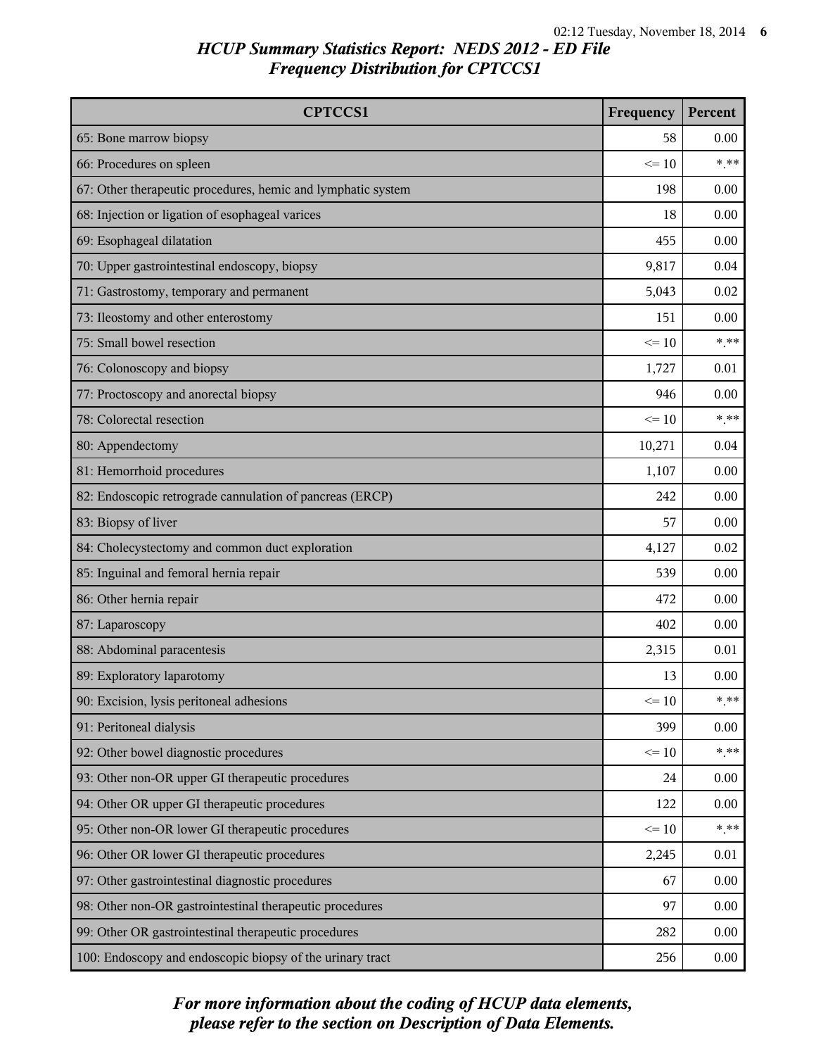# HCUP Summary Statistics Report: NEDS 2012 - ED File
## Frequency Distribution for CPTCCS1

| CPTCCS1 | Frequency | Percent |
|---|---|---|
| 65: Bone marrow biopsy | 58 | 0.00 |
| 66: Procedures on spleen | <= 10 | *.** |
| 67: Other therapeutic procedures, hemic and lymphatic system | 198 | 0.00 |
| 68: Injection or ligation of esophageal varices | 18 | 0.00 |
| 69: Esophageal dilatation | 455 | 0.00 |
| 70: Upper gastrointestinal endoscopy, biopsy | 9,817 | 0.04 |
| 71: Gastrostomy, temporary and permanent | 5,043 | 0.02 |
| 73: Ileostomy and other enterostomy | 151 | 0.00 |
| 75: Small bowel resection | <= 10 | *.** |
| 76: Colonoscopy and biopsy | 1,727 | 0.01 |
| 77: Proctoscopy and anorectal biopsy | 946 | 0.00 |
| 78: Colorectal resection | <= 10 | *.** |
| 80: Appendectomy | 10,271 | 0.04 |
| 81: Hemorrhoid procedures | 1,107 | 0.00 |
| 82: Endoscopic retrograde cannulation of pancreas (ERCP) | 242 | 0.00 |
| 83: Biopsy of liver | 57 | 0.00 |
| 84: Cholecystectomy and common duct exploration | 4,127 | 0.02 |
| 85: Inguinal and femoral hernia repair | 539 | 0.00 |
| 86: Other hernia repair | 472 | 0.00 |
| 87: Laparoscopy | 402 | 0.00 |
| 88: Abdominal paracentesis | 2,315 | 0.01 |
| 89: Exploratory laparotomy | 13 | 0.00 |
| 90: Excision, lysis peritoneal adhesions | <= 10 | *.** |
| 91: Peritoneal dialysis | 399 | 0.00 |
| 92: Other bowel diagnostic procedures | <= 10 | *.** |
| 93: Other non-OR upper GI therapeutic procedures | 24 | 0.00 |
| 94: Other OR upper GI therapeutic procedures | 122 | 0.00 |
| 95: Other non-OR lower GI therapeutic procedures | <= 10 | *.** |
| 96: Other OR lower GI therapeutic procedures | 2,245 | 0.01 |
| 97: Other gastrointestinal diagnostic procedures | 67 | 0.00 |
| 98: Other non-OR gastrointestinal therapeutic procedures | 97 | 0.00 |
| 99: Other OR gastrointestinal therapeutic procedures | 282 | 0.00 |
| 100: Endoscopy and endoscopic biopsy of the urinary tract | 256 | 0.00 |

*For more information about the coding of HCUP data elements, please refer to the section on Description of Data Elements.*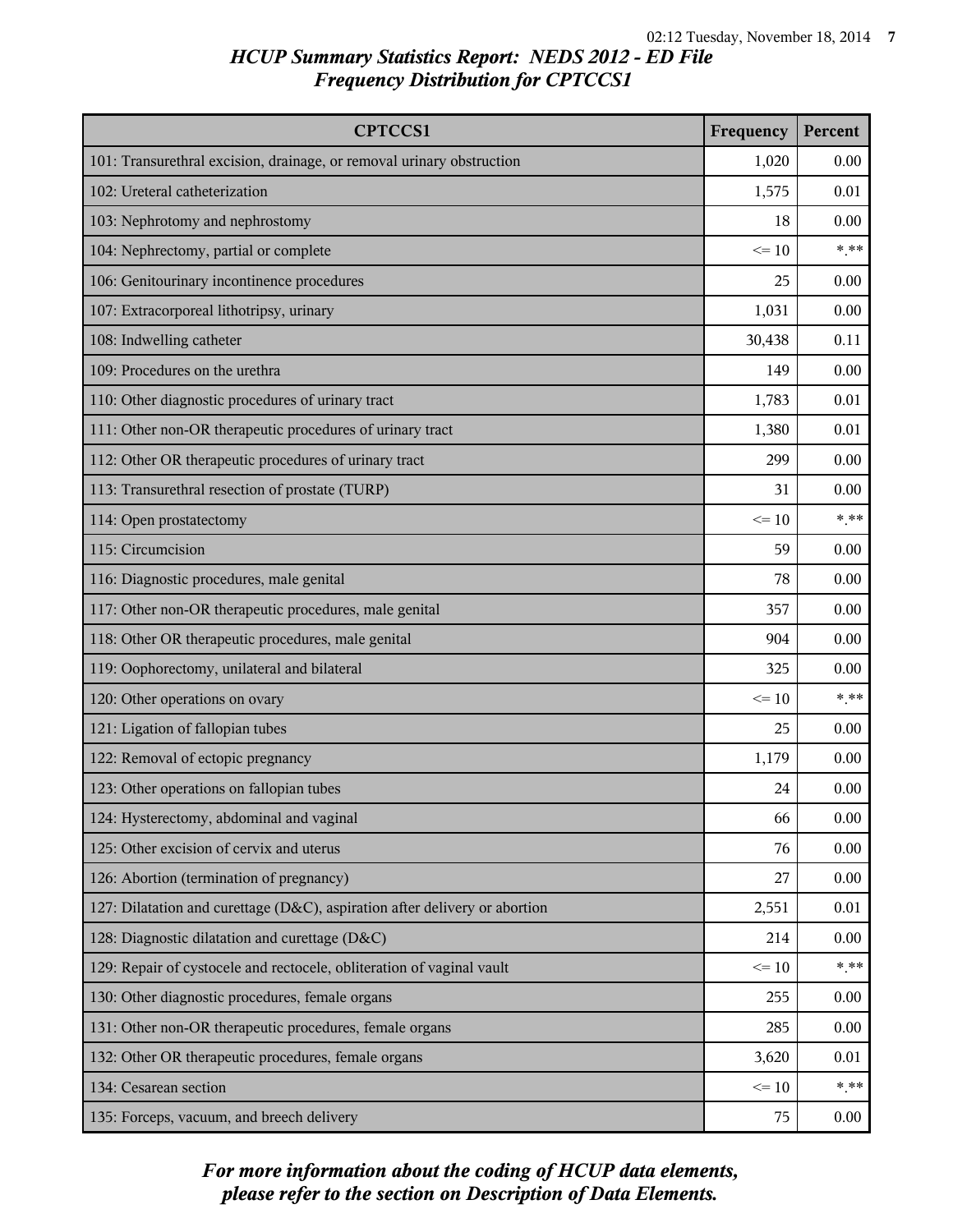# HCUP Summary Statistics Report: NEDS 2012 - ED File

## Frequency Distribution for CPTCCS1

| CPTCCS1 | Frequency | Percent |
|---|---|---|
| 101: Transurethral excision, drainage, or removal urinary obstruction | 1,020 | 0.00 |
| 102: Ureteral catheterization | 1,575 | 0.01 |
| 103: Nephrotomy and nephrostomy | 18 | 0.00 |
| 104: Nephrectomy, partial or complete | <= 10 | *.** |
| 106: Genitourinary incontinence procedures | 25 | 0.00 |
| 107: Extracorporeal lithotripsy, urinary | 1,031 | 0.00 |
| 108: Indwelling catheter | 30,438 | 0.11 |
| 109: Procedures on the urethra | 149 | 0.00 |
| 110: Other diagnostic procedures of urinary tract | 1,783 | 0.01 |
| 111: Other non-OR therapeutic procedures of urinary tract | 1,380 | 0.01 |
| 112: Other OR therapeutic procedures of urinary tract | 299 | 0.00 |
| 113: Transurethral resection of prostate (TURP) | 31 | 0.00 |
| 114: Open prostatectomy | <= 10 | *.** |
| 115: Circumcision | 59 | 0.00 |
| 116: Diagnostic procedures, male genital | 78 | 0.00 |
| 117: Other non-OR therapeutic procedures, male genital | 357 | 0.00 |
| 118: Other OR therapeutic procedures, male genital | 904 | 0.00 |
| 119: Oophorectomy, unilateral and bilateral | 325 | 0.00 |
| 120: Other operations on ovary | <= 10 | *.** |
| 121: Ligation of fallopian tubes | 25 | 0.00 |
| 122: Removal of ectopic pregnancy | 1,179 | 0.00 |
| 123: Other operations on fallopian tubes | 24 | 0.00 |
| 124: Hysterectomy, abdominal and vaginal | 66 | 0.00 |
| 125: Other excision of cervix and uterus | 76 | 0.00 |
| 126: Abortion (termination of pregnancy) | 27 | 0.00 |
| 127: Dilatation and curettage (D&C), aspiration after delivery or abortion | 2,551 | 0.01 |
| 128: Diagnostic dilatation and curettage (D&C) | 214 | 0.00 |
| 129: Repair of cystocele and rectocele, obliteration of vaginal vault | <= 10 | *.** |
| 130: Other diagnostic procedures, female organs | 255 | 0.00 |
| 131: Other non-OR therapeutic procedures, female organs | 285 | 0.00 |
| 132: Other OR therapeutic procedures, female organs | 3,620 | 0.01 |
| 134: Cesarean section | <= 10 | *.** |
| 135: Forceps, vacuum, and breech delivery | 75 | 0.00 |

*For more information about the coding of HCUP data elements, please refer to the section on Description of Data Elements.*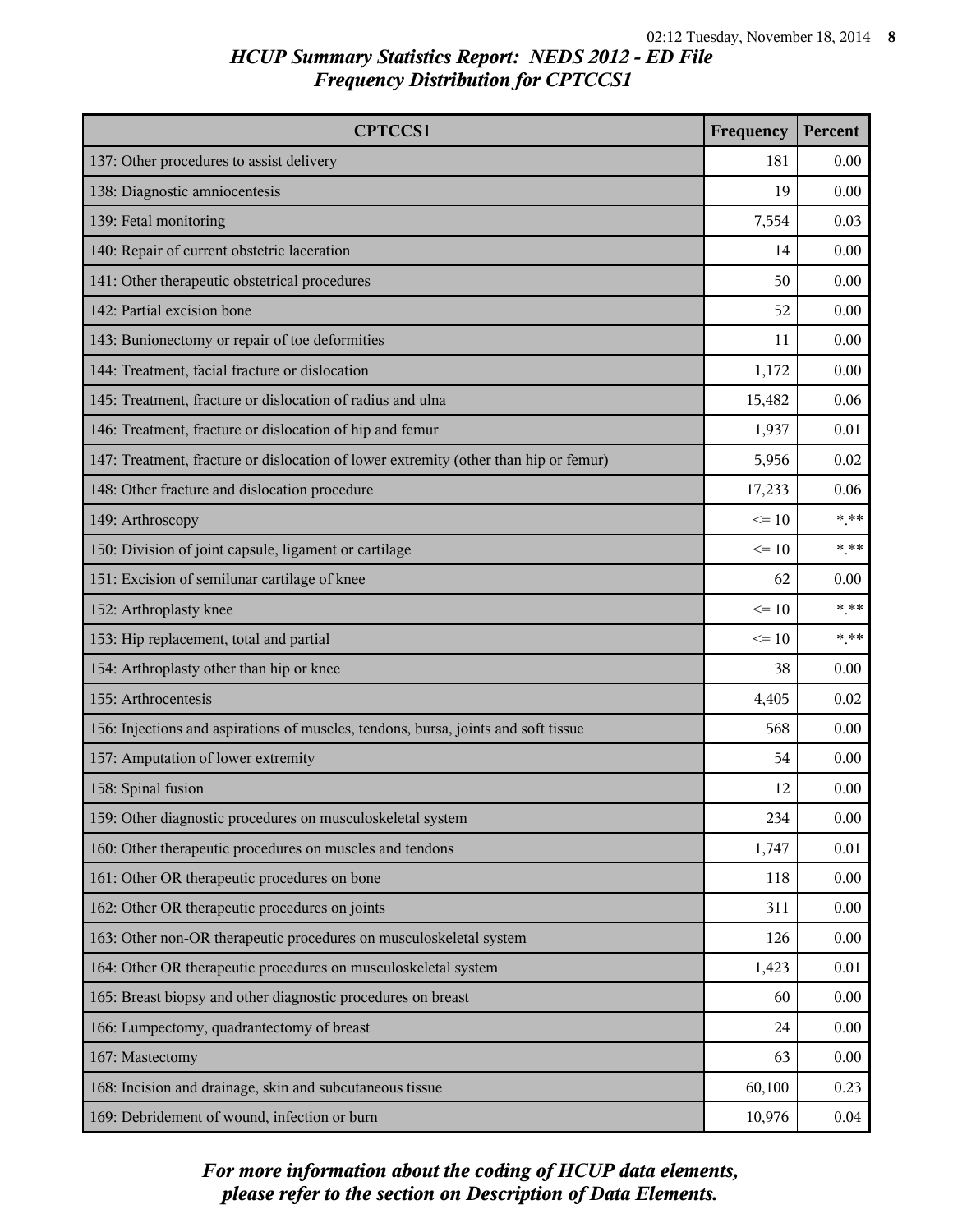## HCUP Summary Statistics Report: NEDS 2012 - ED File
## Frequency Distribution for CPTCCS1

| CPTCCS1 | Frequency | Percent |
|---|---|---|
| 137: Other procedures to assist delivery | 181 | 0.00 |
| 138: Diagnostic amniocentesis | 19 | 0.00 |
| 139: Fetal monitoring | 7,554 | 0.03 |
| 140: Repair of current obstetric laceration | 14 | 0.00 |
| 141: Other therapeutic obstetrical procedures | 50 | 0.00 |
| 142: Partial excision bone | 52 | 0.00 |
| 143: Bunionectomy or repair of toe deformities | 11 | 0.00 |
| 144: Treatment, facial fracture or dislocation | 1,172 | 0.00 |
| 145: Treatment, fracture or dislocation of radius and ulna | 15,482 | 0.06 |
| 146: Treatment, fracture or dislocation of hip and femur | 1,937 | 0.01 |
| 147: Treatment, fracture or dislocation of lower extremity (other than hip or femur) | 5,956 | 0.02 |
| 148: Other fracture and dislocation procedure | 17,233 | 0.06 |
| 149: Arthroscopy | <= 10 | *.** |
| 150: Division of joint capsule, ligament or cartilage | <= 10 | *.** |
| 151: Excision of semilunar cartilage of knee | 62 | 0.00 |
| 152: Arthroplasty knee | <= 10 | *.** |
| 153: Hip replacement, total and partial | <= 10 | *.** |
| 154: Arthroplasty other than hip or knee | 38 | 0.00 |
| 155: Arthrocentesis | 4,405 | 0.02 |
| 156: Injections and aspirations of muscles, tendons, bursa, joints and soft tissue | 568 | 0.00 |
| 157: Amputation of lower extremity | 54 | 0.00 |
| 158: Spinal fusion | 12 | 0.00 |
| 159: Other diagnostic procedures on musculoskeletal system | 234 | 0.00 |
| 160: Other therapeutic procedures on muscles and tendons | 1,747 | 0.01 |
| 161: Other OR therapeutic procedures on bone | 118 | 0.00 |
| 162: Other OR therapeutic procedures on joints | 311 | 0.00 |
| 163: Other non-OR therapeutic procedures on musculoskeletal system | 126 | 0.00 |
| 164: Other OR therapeutic procedures on musculoskeletal system | 1,423 | 0.01 |
| 165: Breast biopsy and other diagnostic procedures on breast | 60 | 0.00 |
| 166: Lumpectomy, quadrantectomy of breast | 24 | 0.00 |
| 167: Mastectomy | 63 | 0.00 |
| 168: Incision and drainage, skin and subcutaneous tissue | 60,100 | 0.23 |
| 169: Debridement of wound, infection or burn | 10,976 | 0.04 |

*For more information about the coding of HCUP data elements, please refer to the section on Description of Data Elements.*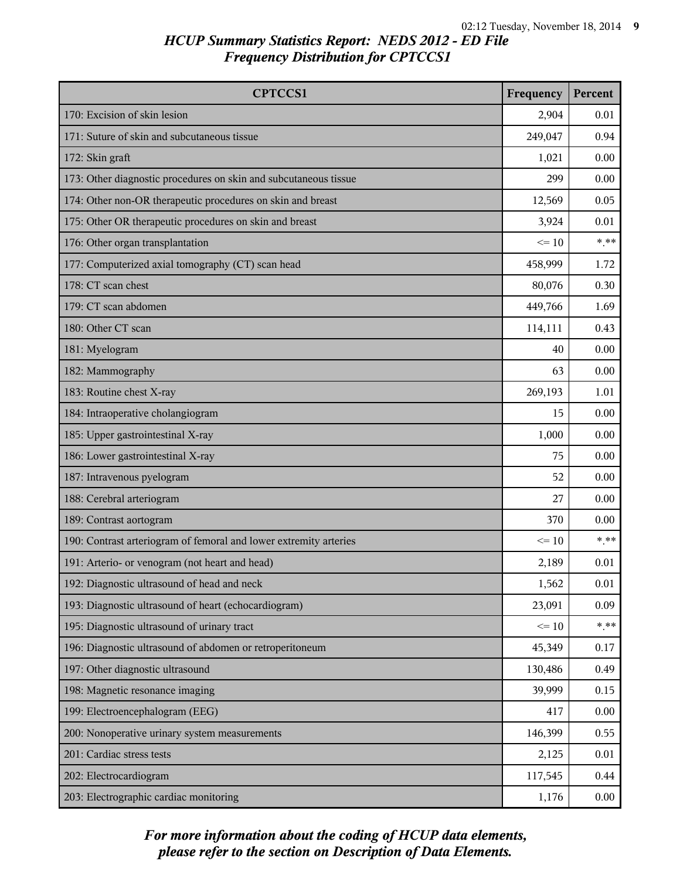## HCUP Summary Statistics Report: NEDS 2012 - ED File
## Frequency Distribution for CPTCCS1

| CPTCCS1 | Frequency | Percent |
|---|---|---|
| 170: Excision of skin lesion | 2,904 | 0.01 |
| 171: Suture of skin and subcutaneous tissue | 249,047 | 0.94 |
| 172: Skin graft | 1,021 | 0.00 |
| 173: Other diagnostic procedures on skin and subcutaneous tissue | 299 | 0.00 |
| 174: Other non-OR therapeutic procedures on skin and breast | 12,569 | 0.05 |
| 175: Other OR therapeutic procedures on skin and breast | 3,924 | 0.01 |
| 176: Other organ transplantation | <= 10 | *.** |
| 177: Computerized axial tomography (CT) scan head | 458,999 | 1.72 |
| 178: CT scan chest | 80,076 | 0.30 |
| 179: CT scan abdomen | 449,766 | 1.69 |
| 180: Other CT scan | 114,111 | 0.43 |
| 181: Myelogram | 40 | 0.00 |
| 182: Mammography | 63 | 0.00 |
| 183: Routine chest X-ray | 269,193 | 1.01 |
| 184: Intraoperative cholangiogram | 15 | 0.00 |
| 185: Upper gastrointestinal X-ray | 1,000 | 0.00 |
| 186: Lower gastrointestinal X-ray | 75 | 0.00 |
| 187: Intravenous pyelogram | 52 | 0.00 |
| 188: Cerebral arteriogram | 27 | 0.00 |
| 189: Contrast aortogram | 370 | 0.00 |
| 190: Contrast arteriogram of femoral and lower extremity arteries | <= 10 | *.** |
| 191: Arterio- or venogram (not heart and head) | 2,189 | 0.01 |
| 192: Diagnostic ultrasound of head and neck | 1,562 | 0.01 |
| 193: Diagnostic ultrasound of heart (echocardiogram) | 23,091 | 0.09 |
| 195: Diagnostic ultrasound of urinary tract | <= 10 | *.** |
| 196: Diagnostic ultrasound of abdomen or retroperitoneum | 45,349 | 0.17 |
| 197: Other diagnostic ultrasound | 130,486 | 0.49 |
| 198: Magnetic resonance imaging | 39,999 | 0.15 |
| 199: Electroencephalogram (EEG) | 417 | 0.00 |
| 200: Nonoperative urinary system measurements | 146,399 | 0.55 |
| 201: Cardiac stress tests | 2,125 | 0.01 |
| 202: Electrocardiogram | 117,545 | 0.44 |
| 203: Electrographic cardiac monitoring | 1,176 | 0.00 |

*For more information about the coding of HCUP data elements, please refer to the section on Description of Data Elements.*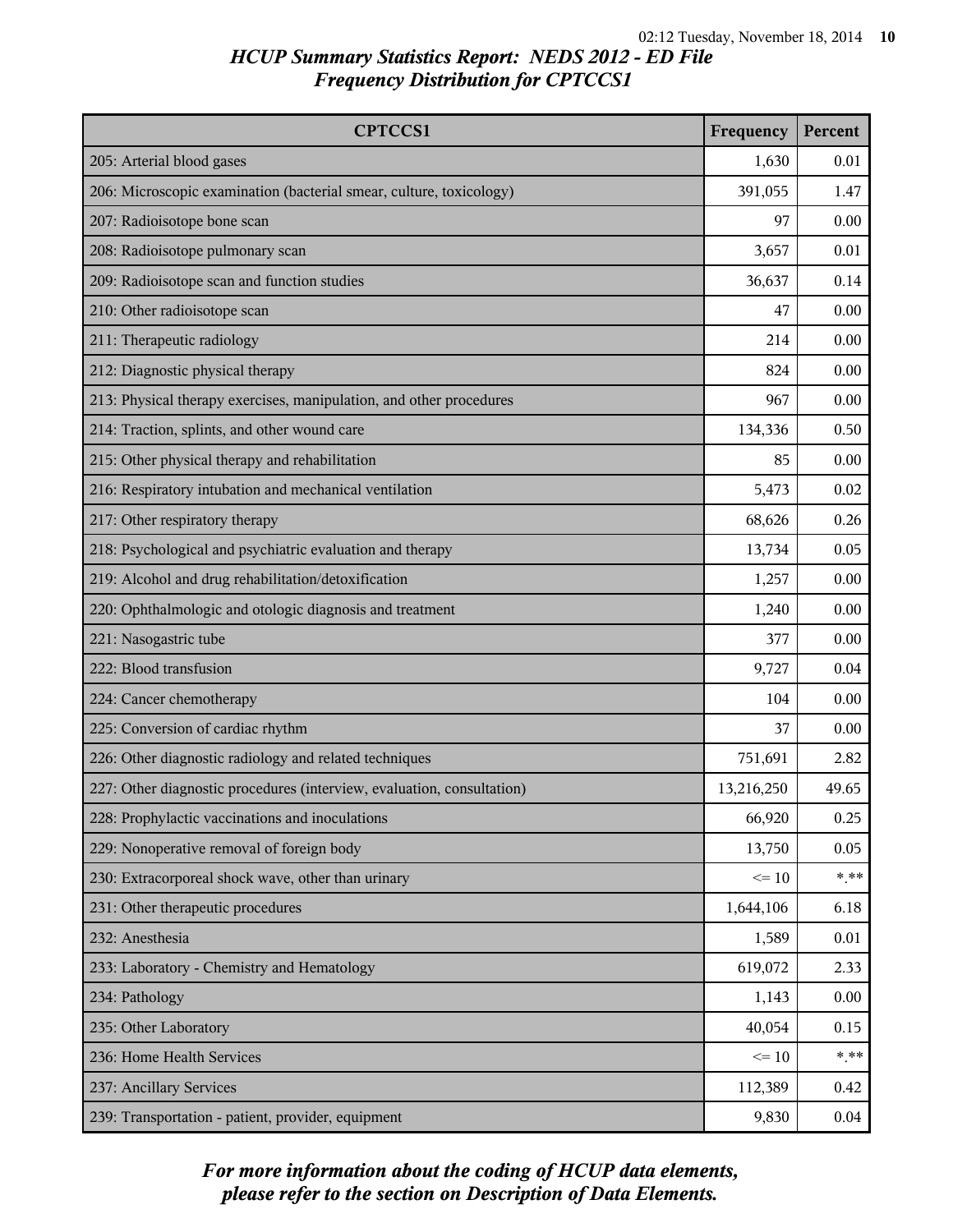## HCUP Summary Statistics Report: NEDS 2012 - ED File
## Frequency Distribution for CPTCCS1

| CPTCCS1 | Frequency | Percent |
| --- | --- | --- |
| 205: Arterial blood gases | 1,630 | 0.01 |
| 206: Microscopic examination (bacterial smear, culture, toxicology) | 391,055 | 1.47 |
| 207: Radioisotope bone scan | 97 | 0.00 |
| 208: Radioisotope pulmonary scan | 3,657 | 0.01 |
| 209: Radioisotope scan and function studies | 36,637 | 0.14 |
| 210: Other radioisotope scan | 47 | 0.00 |
| 211: Therapeutic radiology | 214 | 0.00 |
| 212: Diagnostic physical therapy | 824 | 0.00 |
| 213: Physical therapy exercises, manipulation, and other procedures | 967 | 0.00 |
| 214: Traction, splints, and other wound care | 134,336 | 0.50 |
| 215: Other physical therapy and rehabilitation | 85 | 0.00 |
| 216: Respiratory intubation and mechanical ventilation | 5,473 | 0.02 |
| 217: Other respiratory therapy | 68,626 | 0.26 |
| 218: Psychological and psychiatric evaluation and therapy | 13,734 | 0.05 |
| 219: Alcohol and drug rehabilitation/detoxification | 1,257 | 0.00 |
| 220: Ophthalmologic and otologic diagnosis and treatment | 1,240 | 0.00 |
| 221: Nasogastric tube | 377 | 0.00 |
| 222: Blood transfusion | 9,727 | 0.04 |
| 224: Cancer chemotherapy | 104 | 0.00 |
| 225: Conversion of cardiac rhythm | 37 | 0.00 |
| 226: Other diagnostic radiology and related techniques | 751,691 | 2.82 |
| 227: Other diagnostic procedures (interview, evaluation, consultation) | 13,216,250 | 49.65 |
| 228: Prophylactic vaccinations and inoculations | 66,920 | 0.25 |
| 229: Nonoperative removal of foreign body | 13,750 | 0.05 |
| 230: Extracorporeal shock wave, other than urinary | <= 10 | *.** |
| 231: Other therapeutic procedures | 1,644,106 | 6.18 |
| 232: Anesthesia | 1,589 | 0.01 |
| 233: Laboratory - Chemistry and Hematology | 619,072 | 2.33 |
| 234: Pathology | 1,143 | 0.00 |
| 235: Other Laboratory | 40,054 | 0.15 |
| 236: Home Health Services | <= 10 | *.** |
| 237: Ancillary Services | 112,389 | 0.42 |
| 239: Transportation - patient, provider, equipment | 9,830 | 0.04 |

*For more information about the coding of HCUP data elements, please refer to the section on Description of Data Elements.*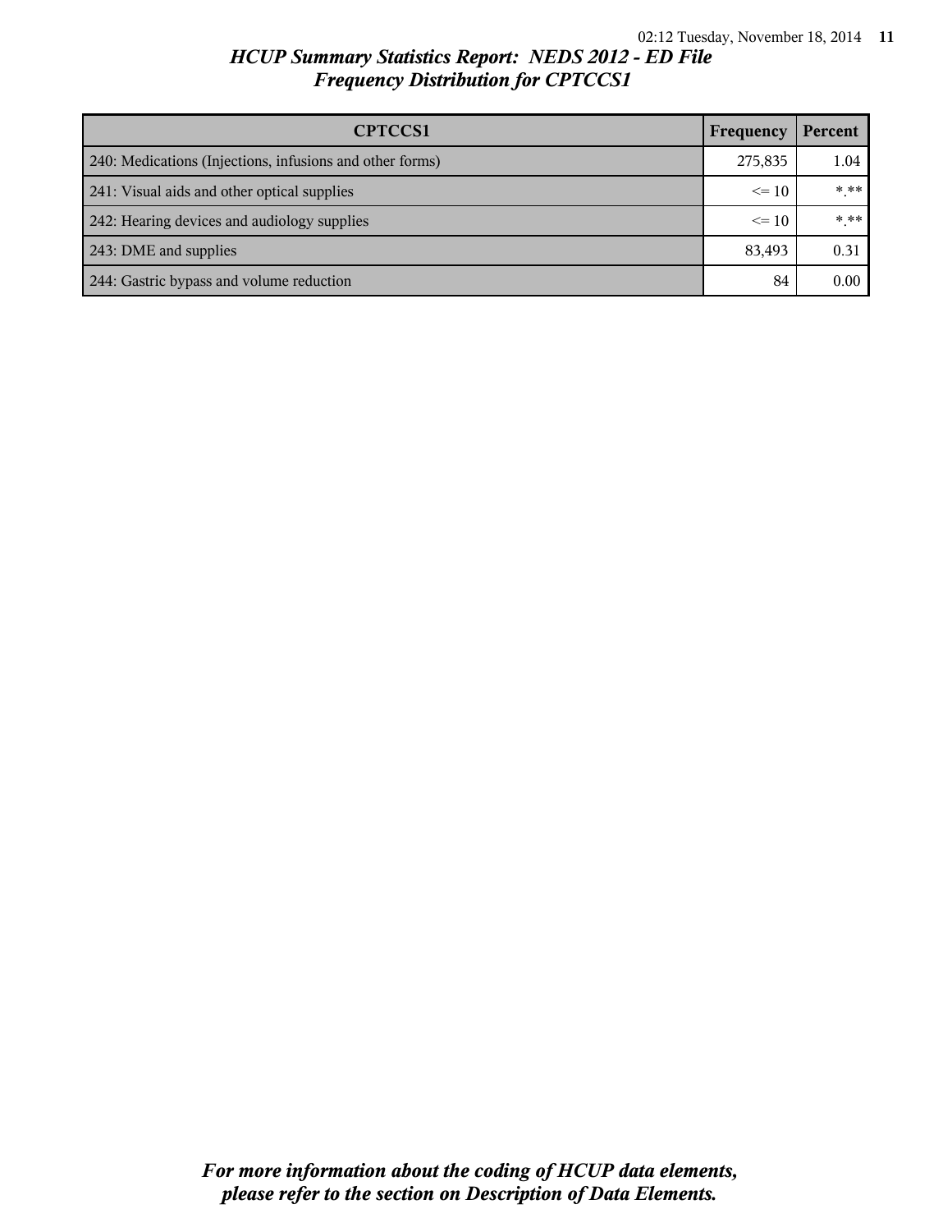# HCUP Summary Statistics Report: NEDS 2012 - ED File

## Frequency Distribution for CPTCCS1

| CPTCCS1 | Frequency | Percent |
|---|---|---|
| 240: Medications (Injections, infusions and other forms) | 275,835 | 1.04 |
| 241: Visual aids and other optical supplies | <= 10 | *.** |
| 242: Hearing devices and audiology supplies | <= 10 | *.** |
| 243: DME and supplies | 83,493 | 0.31 |
| 244: Gastric bypass and volume reduction | 84 | 0.00 |

*For more information about the coding of HCUP data elements, please refer to the section on Description of Data Elements.*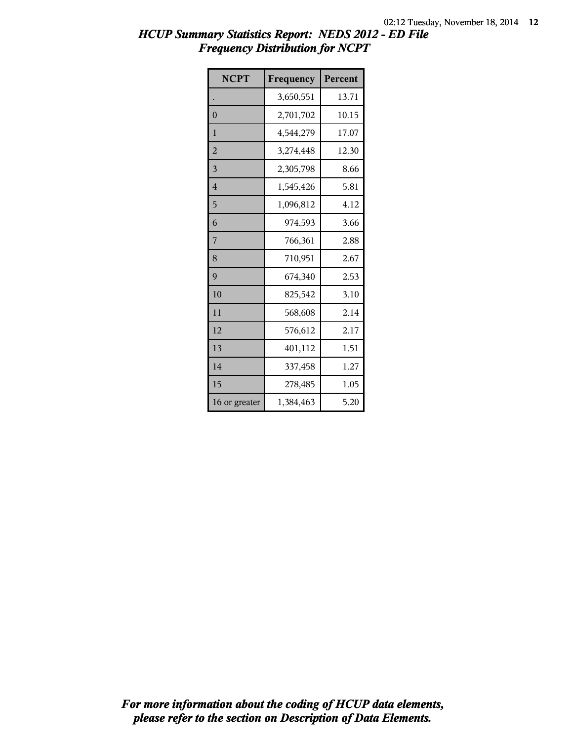## HCUP Summary Statistics Report: NEDS 2012 - ED File
## Frequency Distribution for NCPT

| NCPT | Frequency | Percent |
|---|---|---|
| . | 3,650,551 | 13.71 |
| 0 | 2,701,702 | 10.15 |
| 1 | 4,544,279 | 17.07 |
| 2 | 3,274,448 | 12.30 |
| 3 | 2,305,798 | 8.66 |
| 4 | 1,545,426 | 5.81 |
| 5 | 1,096,812 | 4.12 |
| 6 | 974,593 | 3.66 |
| 7 | 766,361 | 2.88 |
| 8 | 710,951 | 2.67 |
| 9 | 674,340 | 2.53 |
| 10 | 825,542 | 3.10 |
| 11 | 568,608 | 2.14 |
| 12 | 576,612 | 2.17 |
| 13 | 401,112 | 1.51 |
| 14 | 337,458 | 1.27 |
| 15 | 278,485 | 1.05 |
| 16 or greater | 1,384,463 | 5.20 |

*For more information about the coding of HCUP data elements, please refer to the section on Description of Data Elements.*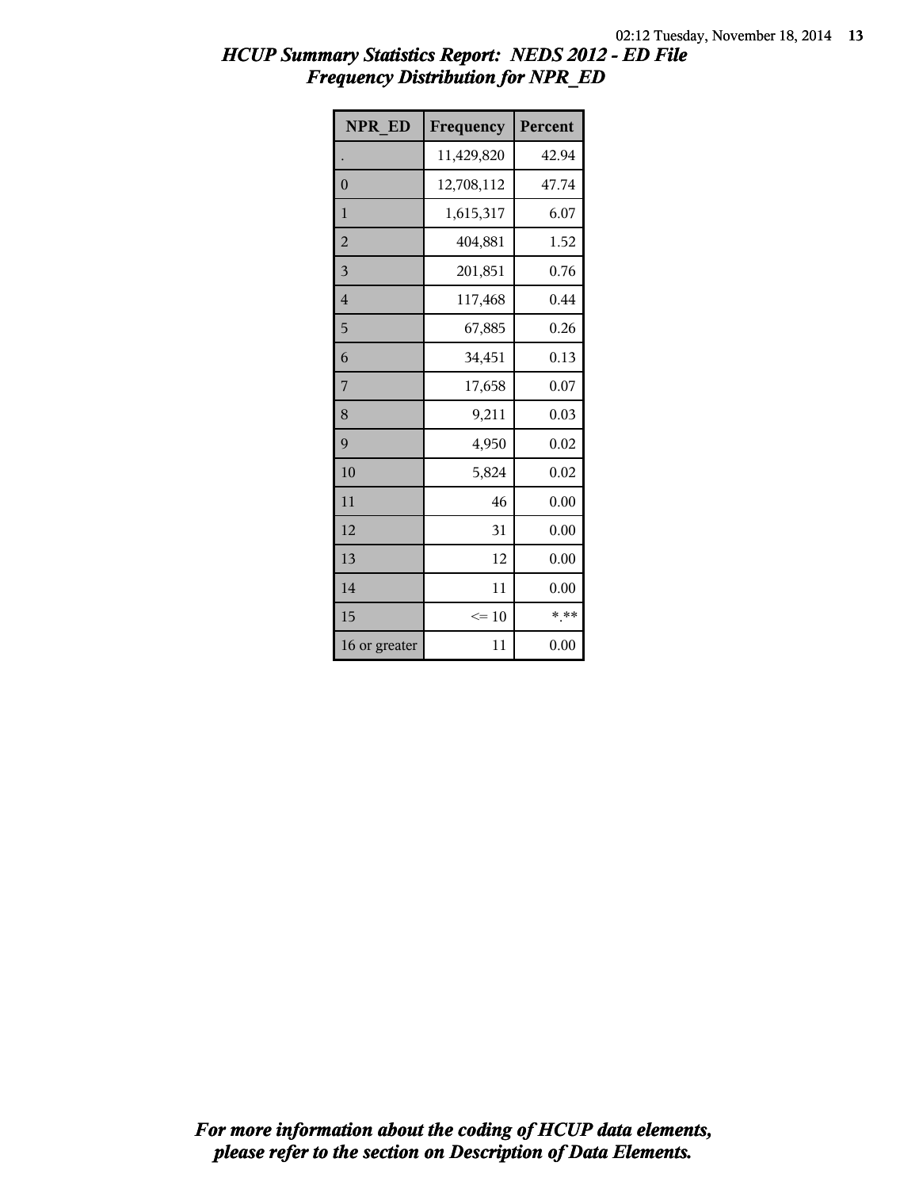# *HCUP Summary Statistics Report: NEDS 2012 - ED File*
## *Frequency Distribution for NPR_ED*

| NPR_ED | Frequency | Percent |
|---|---|---|
| . | 11,429,820 | 42.94 |
| 0 | 12,708,112 | 47.74 |
| 1 | 1,615,317 | 6.07 |
| 2 | 404,881 | 1.52 |
| 3 | 201,851 | 0.76 |
| 4 | 117,468 | 0.44 |
| 5 | 67,885 | 0.26 |
| 6 | 34,451 | 0.13 |
| 7 | 17,658 | 0.07 |
| 8 | 9,211 | 0.03 |
| 9 | 4,950 | 0.02 |
| 10 | 5,824 | 0.02 |
| 11 | 46 | 0.00 |
| 12 | 31 | 0.00 |
| 13 | 12 | 0.00 |
| 14 | 11 | 0.00 |
| 15 | <= 10 | *.** |
| 16 or greater | 11 | 0.00 |

***For more information about the coding of HCUP data elements, please refer to the section on Description of Data Elements.***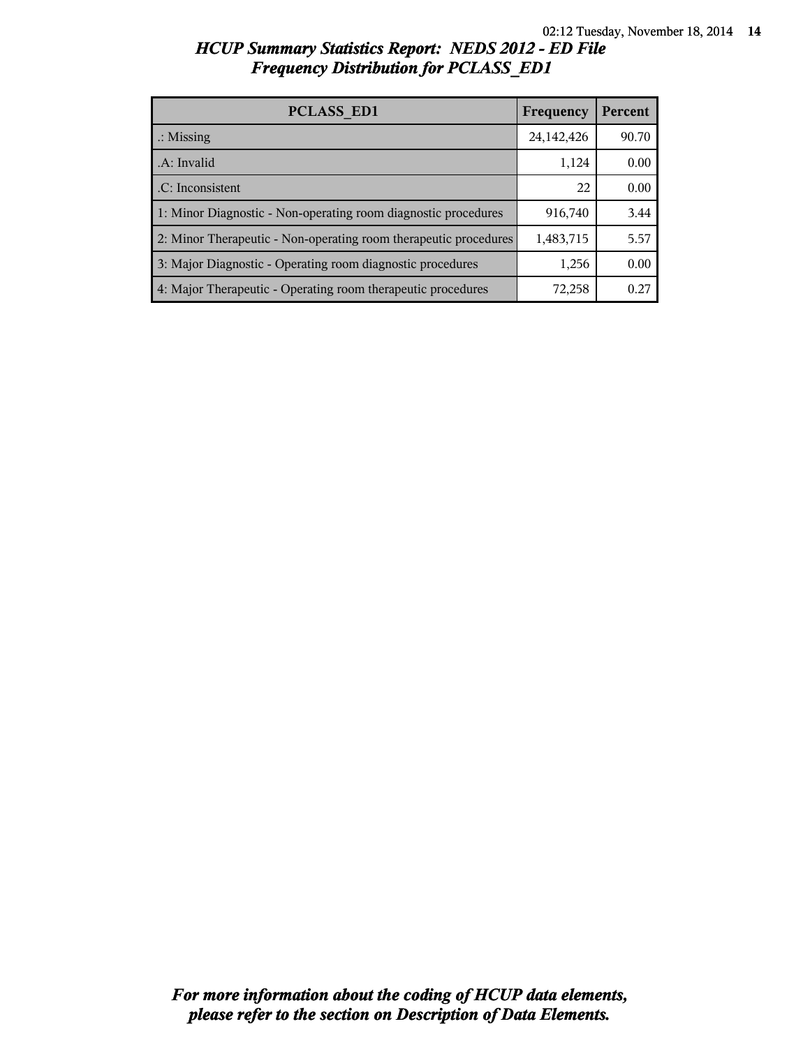## *HCUP Summary Statistics Report: NEDS 2012 - ED File*
## *Frequency Distribution for PCLASS_ED1*

| PCLASS_ED1 | Frequency | Percent |
|---|---|---|
| .: Missing | 24,142,426 | 90.70 |
| .A: Invalid | 1,124 | 0.00 |
| .C: Inconsistent | 22 | 0.00 |
| 1: Minor Diagnostic - Non-operating room diagnostic procedures | 916,740 | 3.44 |
| 2: Minor Therapeutic - Non-operating room therapeutic procedures | 1,483,715 | 5.57 |
| 3: Major Diagnostic - Operating room diagnostic procedures | 1,256 | 0.00 |
| 4: Major Therapeutic - Operating room therapeutic procedures | 72,258 | 0.27 |

***For more information about the coding of HCUP data elements, please refer to the section on Description of Data Elements.***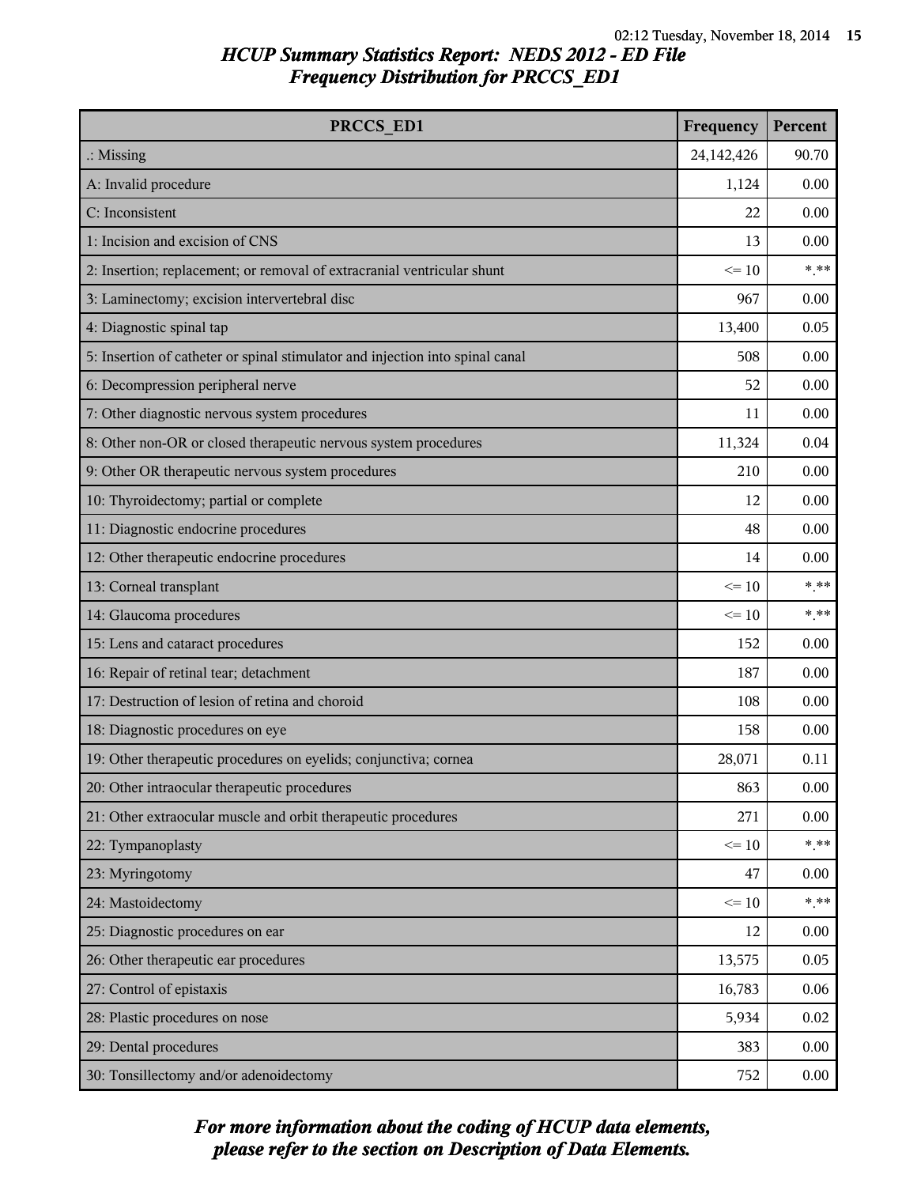## HCUP Summary Statistics Report: NEDS 2012 - ED File
## Frequency Distribution for PRCCS_ED1

| PRCCS_ED1 | Frequency | Percent |
|---|---|---|
| .: Missing | 24,142,426 | 90.70 |
| A: Invalid procedure | 1,124 | 0.00 |
| C: Inconsistent | 22 | 0.00 |
| 1: Incision and excision of CNS | 13 | 0.00 |
| 2: Insertion; replacement; or removal of extracranial ventricular shunt | <= 10 | *.** |
| 3: Laminectomy; excision intervertebral disc | 967 | 0.00 |
| 4: Diagnostic spinal tap | 13,400 | 0.05 |
| 5: Insertion of catheter or spinal stimulator and injection into spinal canal | 508 | 0.00 |
| 6: Decompression peripheral nerve | 52 | 0.00 |
| 7: Other diagnostic nervous system procedures | 11 | 0.00 |
| 8: Other non-OR or closed therapeutic nervous system procedures | 11,324 | 0.04 |
| 9: Other OR therapeutic nervous system procedures | 210 | 0.00 |
| 10: Thyroidectomy; partial or complete | 12 | 0.00 |
| 11: Diagnostic endocrine procedures | 48 | 0.00 |
| 12: Other therapeutic endocrine procedures | 14 | 0.00 |
| 13: Corneal transplant | <= 10 | *.** |
| 14: Glaucoma procedures | <= 10 | *.** |
| 15: Lens and cataract procedures | 152 | 0.00 |
| 16: Repair of retinal tear; detachment | 187 | 0.00 |
| 17: Destruction of lesion of retina and choroid | 108 | 0.00 |
| 18: Diagnostic procedures on eye | 158 | 0.00 |
| 19: Other therapeutic procedures on eyelids; conjunctiva; cornea | 28,071 | 0.11 |
| 20: Other intraocular therapeutic procedures | 863 | 0.00 |
| 21: Other extraocular muscle and orbit therapeutic procedures | 271 | 0.00 |
| 22: Tympanoplasty | <= 10 | *.** |
| 23: Myringotomy | 47 | 0.00 |
| 24: Mastoidectomy | <= 10 | *.** |
| 25: Diagnostic procedures on ear | 12 | 0.00 |
| 26: Other therapeutic ear procedures | 13,575 | 0.05 |
| 27: Control of epistaxis | 16,783 | 0.06 |
| 28: Plastic procedures on nose | 5,934 | 0.02 |
| 29: Dental procedures | 383 | 0.00 |
| 30: Tonsillectomy and/or adenoidectomy | 752 | 0.00 |

*For more information about the coding of HCUP data elements, please refer to the section on Description of Data Elements.*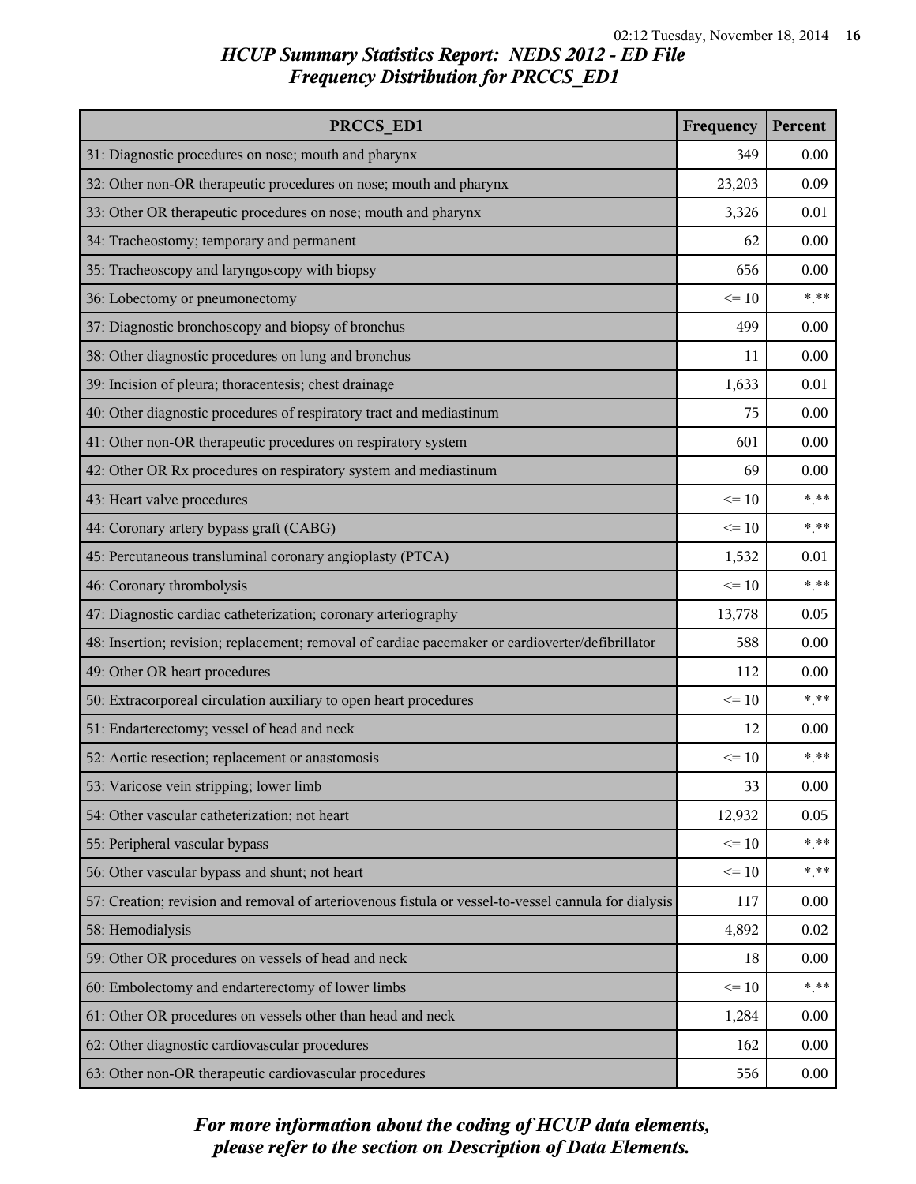## HCUP Summary Statistics Report: NEDS 2012 - ED File
### Frequency Distribution for PRCCS_ED1

| PRCCS_ED1 | Frequency | Percent |
|---|---|---|
| 31: Diagnostic procedures on nose; mouth and pharynx | 349 | 0.00 |
| 32: Other non-OR therapeutic procedures on nose; mouth and pharynx | 23,203 | 0.09 |
| 33: Other OR therapeutic procedures on nose; mouth and pharynx | 3,326 | 0.01 |
| 34: Tracheostomy; temporary and permanent | 62 | 0.00 |
| 35: Tracheoscopy and laryngoscopy with biopsy | 656 | 0.00 |
| 36: Lobectomy or pneumonectomy | <= 10 | *.** |
| 37: Diagnostic bronchoscopy and biopsy of bronchus | 499 | 0.00 |
| 38: Other diagnostic procedures on lung and bronchus | 11 | 0.00 |
| 39: Incision of pleura; thoracentesis; chest drainage | 1,633 | 0.01 |
| 40: Other diagnostic procedures of respiratory tract and mediastinum | 75 | 0.00 |
| 41: Other non-OR therapeutic procedures on respiratory system | 601 | 0.00 |
| 42: Other OR Rx procedures on respiratory system and mediastinum | 69 | 0.00 |
| 43: Heart valve procedures | <= 10 | *.** |
| 44: Coronary artery bypass graft (CABG) | <= 10 | *.** |
| 45: Percutaneous transluminal coronary angioplasty (PTCA) | 1,532 | 0.01 |
| 46: Coronary thrombolysis | <= 10 | *.** |
| 47: Diagnostic cardiac catheterization; coronary arteriography | 13,778 | 0.05 |
| 48: Insertion; revision; replacement; removal of cardiac pacemaker or cardioverter/defibrillator | 588 | 0.00 |
| 49: Other OR heart procedures | 112 | 0.00 |
| 50: Extracorporeal circulation auxiliary to open heart procedures | <= 10 | *.** |
| 51: Endarterectomy; vessel of head and neck | 12 | 0.00 |
| 52: Aortic resection; replacement or anastomosis | <= 10 | *.** |
| 53: Varicose vein stripping; lower limb | 33 | 0.00 |
| 54: Other vascular catheterization; not heart | 12,932 | 0.05 |
| 55: Peripheral vascular bypass | <= 10 | *.** |
| 56: Other vascular bypass and shunt; not heart | <= 10 | *.** |
| 57: Creation; revision and removal of arteriovenous fistula or vessel-to-vessel cannula for dialysis | 117 | 0.00 |
| 58: Hemodialysis | 4,892 | 0.02 |
| 59: Other OR procedures on vessels of head and neck | 18 | 0.00 |
| 60: Embolectomy and endarterectomy of lower limbs | <= 10 | *.** |
| 61: Other OR procedures on vessels other than head and neck | 1,284 | 0.00 |
| 62: Other diagnostic cardiovascular procedures | 162 | 0.00 |
| 63: Other non-OR therapeutic cardiovascular procedures | 556 | 0.00 |

*For more information about the coding of HCUP data elements, please refer to the section on Description of Data Elements.*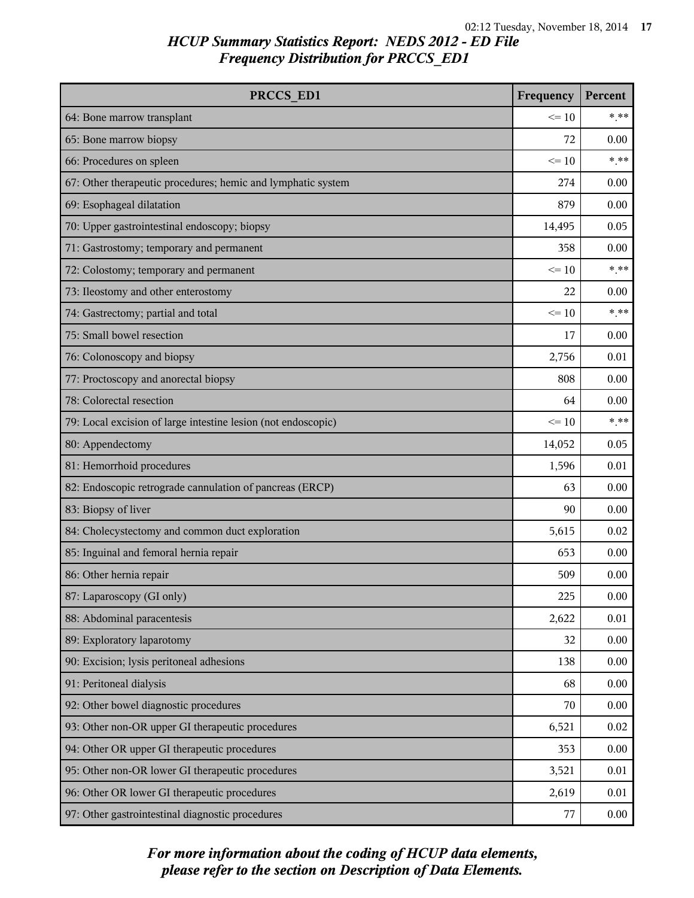## HCUP Summary Statistics Report: NEDS 2012 - ED File
## Frequency Distribution for PRCCS_ED1

| PRCCS_ED1 | Frequency | Percent |
|---|---|---|
| 64: Bone marrow transplant | <= 10 | *.** |
| 65: Bone marrow biopsy | 72 | 0.00 |
| 66: Procedures on spleen | <= 10 | *.** |
| 67: Other therapeutic procedures; hemic and lymphatic system | 274 | 0.00 |
| 69: Esophageal dilatation | 879 | 0.00 |
| 70: Upper gastrointestinal endoscopy; biopsy | 14,495 | 0.05 |
| 71: Gastrostomy; temporary and permanent | 358 | 0.00 |
| 72: Colostomy; temporary and permanent | <= 10 | *.** |
| 73: Ileostomy and other enterostomy | 22 | 0.00 |
| 74: Gastrectomy; partial and total | <= 10 | *.** |
| 75: Small bowel resection | 17 | 0.00 |
| 76: Colonoscopy and biopsy | 2,756 | 0.01 |
| 77: Proctoscopy and anorectal biopsy | 808 | 0.00 |
| 78: Colorectal resection | 64 | 0.00 |
| 79: Local excision of large intestine lesion (not endoscopic) | <= 10 | *.** |
| 80: Appendectomy | 14,052 | 0.05 |
| 81: Hemorrhoid procedures | 1,596 | 0.01 |
| 82: Endoscopic retrograde cannulation of pancreas (ERCP) | 63 | 0.00 |
| 83: Biopsy of liver | 90 | 0.00 |
| 84: Cholecystectomy and common duct exploration | 5,615 | 0.02 |
| 85: Inguinal and femoral hernia repair | 653 | 0.00 |
| 86: Other hernia repair | 509 | 0.00 |
| 87: Laparoscopy (GI only) | 225 | 0.00 |
| 88: Abdominal paracentesis | 2,622 | 0.01 |
| 89: Exploratory laparotomy | 32 | 0.00 |
| 90: Excision; lysis peritoneal adhesions | 138 | 0.00 |
| 91: Peritoneal dialysis | 68 | 0.00 |
| 92: Other bowel diagnostic procedures | 70 | 0.00 |
| 93: Other non-OR upper GI therapeutic procedures | 6,521 | 0.02 |
| 94: Other OR upper GI therapeutic procedures | 353 | 0.00 |
| 95: Other non-OR lower GI therapeutic procedures | 3,521 | 0.01 |
| 96: Other OR lower GI therapeutic procedures | 2,619 | 0.01 |
| 97: Other gastrointestinal diagnostic procedures | 77 | 0.00 |

*For more information about the coding of HCUP data elements, please refer to the section on Description of Data Elements.*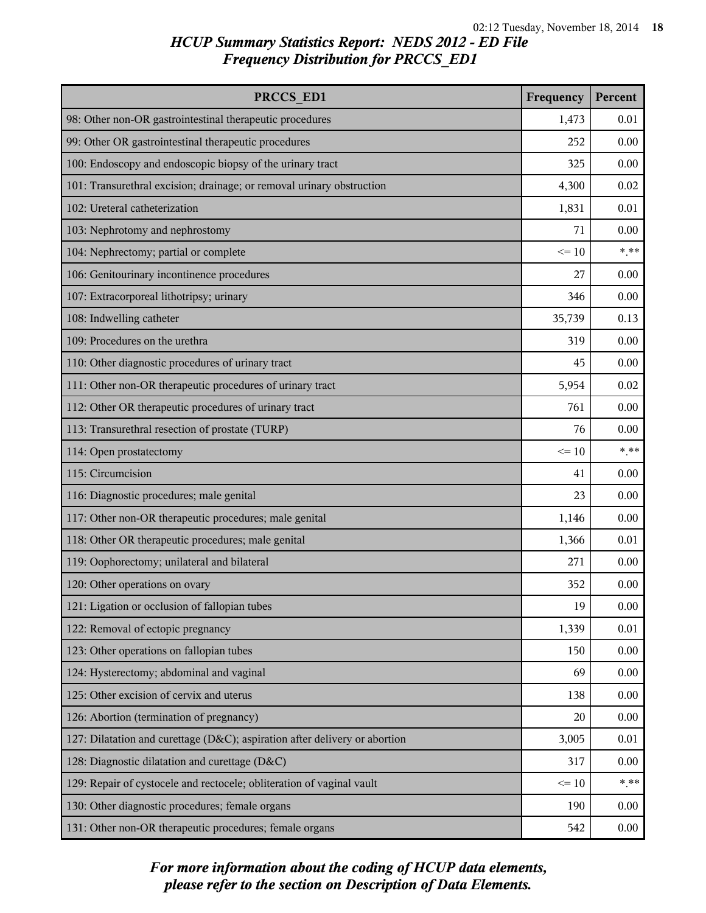# HCUP Summary Statistics Report: NEDS 2012 - ED File
## Frequency Distribution for PRCCS_ED1

| PRCCS_ED1 | Frequency | Percent |
|---|---|---|
| 98: Other non-OR gastrointestinal therapeutic procedures | 1,473 | 0.01 |
| 99: Other OR gastrointestinal therapeutic procedures | 252 | 0.00 |
| 100: Endoscopy and endoscopic biopsy of the urinary tract | 325 | 0.00 |
| 101: Transurethral excision; drainage; or removal urinary obstruction | 4,300 | 0.02 |
| 102: Ureteral catheterization | 1,831 | 0.01 |
| 103: Nephrotomy and nephrostomy | 71 | 0.00 |
| 104: Nephrectomy; partial or complete | <= 10 | *.** |
| 106: Genitourinary incontinence procedures | 27 | 0.00 |
| 107: Extracorporeal lithotripsy; urinary | 346 | 0.00 |
| 108: Indwelling catheter | 35,739 | 0.13 |
| 109: Procedures on the urethra | 319 | 0.00 |
| 110: Other diagnostic procedures of urinary tract | 45 | 0.00 |
| 111: Other non-OR therapeutic procedures of urinary tract | 5,954 | 0.02 |
| 112: Other OR therapeutic procedures of urinary tract | 761 | 0.00 |
| 113: Transurethral resection of prostate (TURP) | 76 | 0.00 |
| 114: Open prostatectomy | <= 10 | *.** |
| 115: Circumcision | 41 | 0.00 |
| 116: Diagnostic procedures; male genital | 23 | 0.00 |
| 117: Other non-OR therapeutic procedures; male genital | 1,146 | 0.00 |
| 118: Other OR therapeutic procedures; male genital | 1,366 | 0.01 |
| 119: Oophorectomy; unilateral and bilateral | 271 | 0.00 |
| 120: Other operations on ovary | 352 | 0.00 |
| 121: Ligation or occlusion of fallopian tubes | 19 | 0.00 |
| 122: Removal of ectopic pregnancy | 1,339 | 0.01 |
| 123: Other operations on fallopian tubes | 150 | 0.00 |
| 124: Hysterectomy; abdominal and vaginal | 69 | 0.00 |
| 125: Other excision of cervix and uterus | 138 | 0.00 |
| 126: Abortion (termination of pregnancy) | 20 | 0.00 |
| 127: Dilatation and curettage (D&C); aspiration after delivery or abortion | 3,005 | 0.01 |
| 128: Diagnostic dilatation and curettage (D&C) | 317 | 0.00 |
| 129: Repair of cystocele and rectocele; obliteration of vaginal vault | <= 10 | *.** |
| 130: Other diagnostic procedures; female organs | 190 | 0.00 |
| 131: Other non-OR therapeutic procedures; female organs | 542 | 0.00 |

*For more information about the coding of HCUP data elements, please refer to the section on Description of Data Elements.*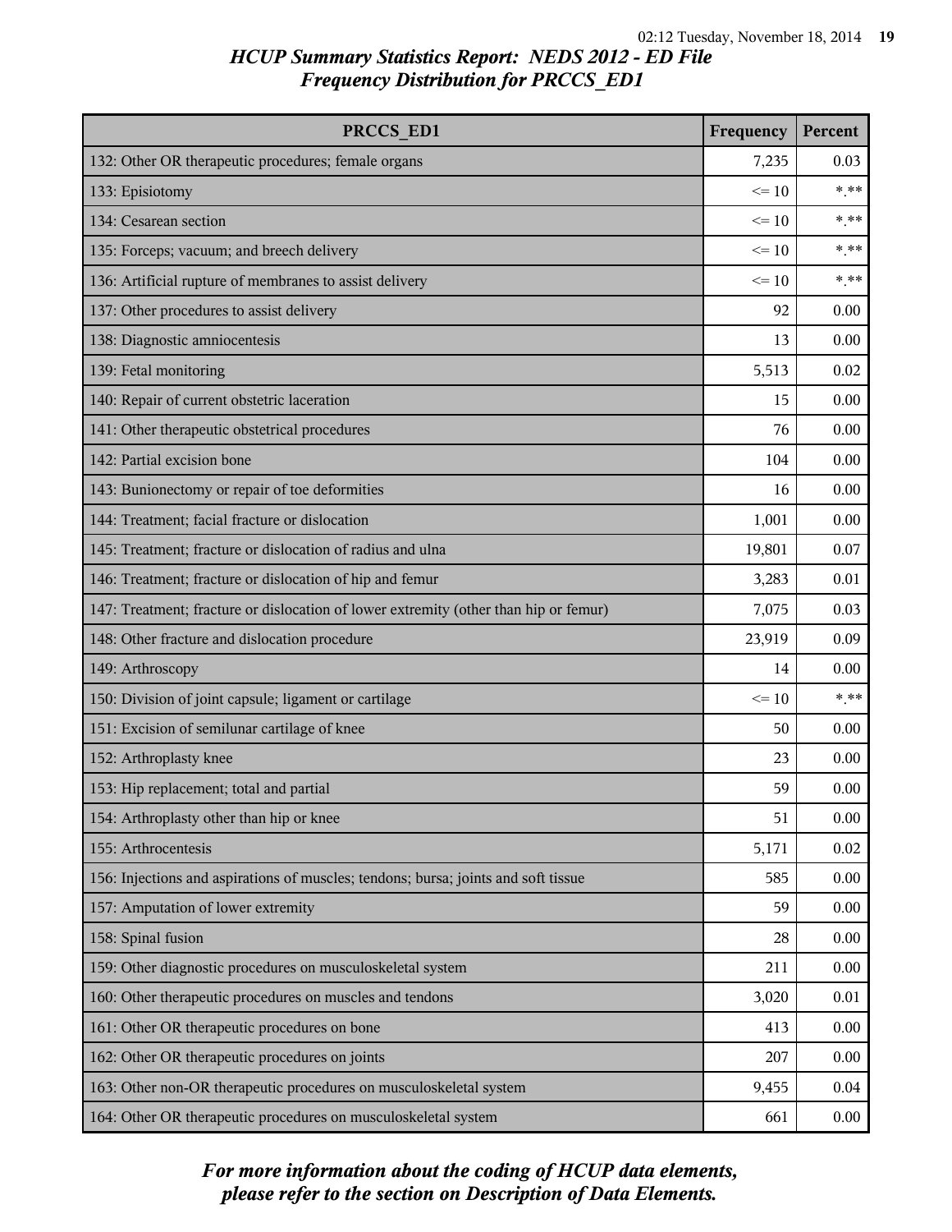## HCUP Summary Statistics Report: NEDS 2012 - ED File
## Frequency Distribution for PRCCS_ED1

| PRCCS_ED1 | Frequency | Percent |
|---|---|---|
| 132: Other OR therapeutic procedures; female organs | 7,235 | 0.03 |
| 133: Episiotomy | <= 10 | *.** |
| 134: Cesarean section | <= 10 | *.** |
| 135: Forceps; vacuum; and breech delivery | <= 10 | *.** |
| 136: Artificial rupture of membranes to assist delivery | <= 10 | *.** |
| 137: Other procedures to assist delivery | 92 | 0.00 |
| 138: Diagnostic amniocentesis | 13 | 0.00 |
| 139: Fetal monitoring | 5,513 | 0.02 |
| 140: Repair of current obstetric laceration | 15 | 0.00 |
| 141: Other therapeutic obstetrical procedures | 76 | 0.00 |
| 142: Partial excision bone | 104 | 0.00 |
| 143: Bunionectomy or repair of toe deformities | 16 | 0.00 |
| 144: Treatment; facial fracture or dislocation | 1,001 | 0.00 |
| 145: Treatment; fracture or dislocation of radius and ulna | 19,801 | 0.07 |
| 146: Treatment; fracture or dislocation of hip and femur | 3,283 | 0.01 |
| 147: Treatment; fracture or dislocation of lower extremity (other than hip or femur) | 7,075 | 0.03 |
| 148: Other fracture and dislocation procedure | 23,919 | 0.09 |
| 149: Arthroscopy | 14 | 0.00 |
| 150: Division of joint capsule; ligament or cartilage | <= 10 | *.** |
| 151: Excision of semilunar cartilage of knee | 50 | 0.00 |
| 152: Arthroplasty knee | 23 | 0.00 |
| 153: Hip replacement; total and partial | 59 | 0.00 |
| 154: Arthroplasty other than hip or knee | 51 | 0.00 |
| 155: Arthrocentesis | 5,171 | 0.02 |
| 156: Injections and aspirations of muscles; tendons; bursa; joints and soft tissue | 585 | 0.00 |
| 157: Amputation of lower extremity | 59 | 0.00 |
| 158: Spinal fusion | 28 | 0.00 |
| 159: Other diagnostic procedures on musculoskeletal system | 211 | 0.00 |
| 160: Other therapeutic procedures on muscles and tendons | 3,020 | 0.01 |
| 161: Other OR therapeutic procedures on bone | 413 | 0.00 |
| 162: Other OR therapeutic procedures on joints | 207 | 0.00 |
| 163: Other non-OR therapeutic procedures on musculoskeletal system | 9,455 | 0.04 |
| 164: Other OR therapeutic procedures on musculoskeletal system | 661 | 0.00 |

*For more information about the coding of HCUP data elements, please refer to the section on Description of Data Elements.*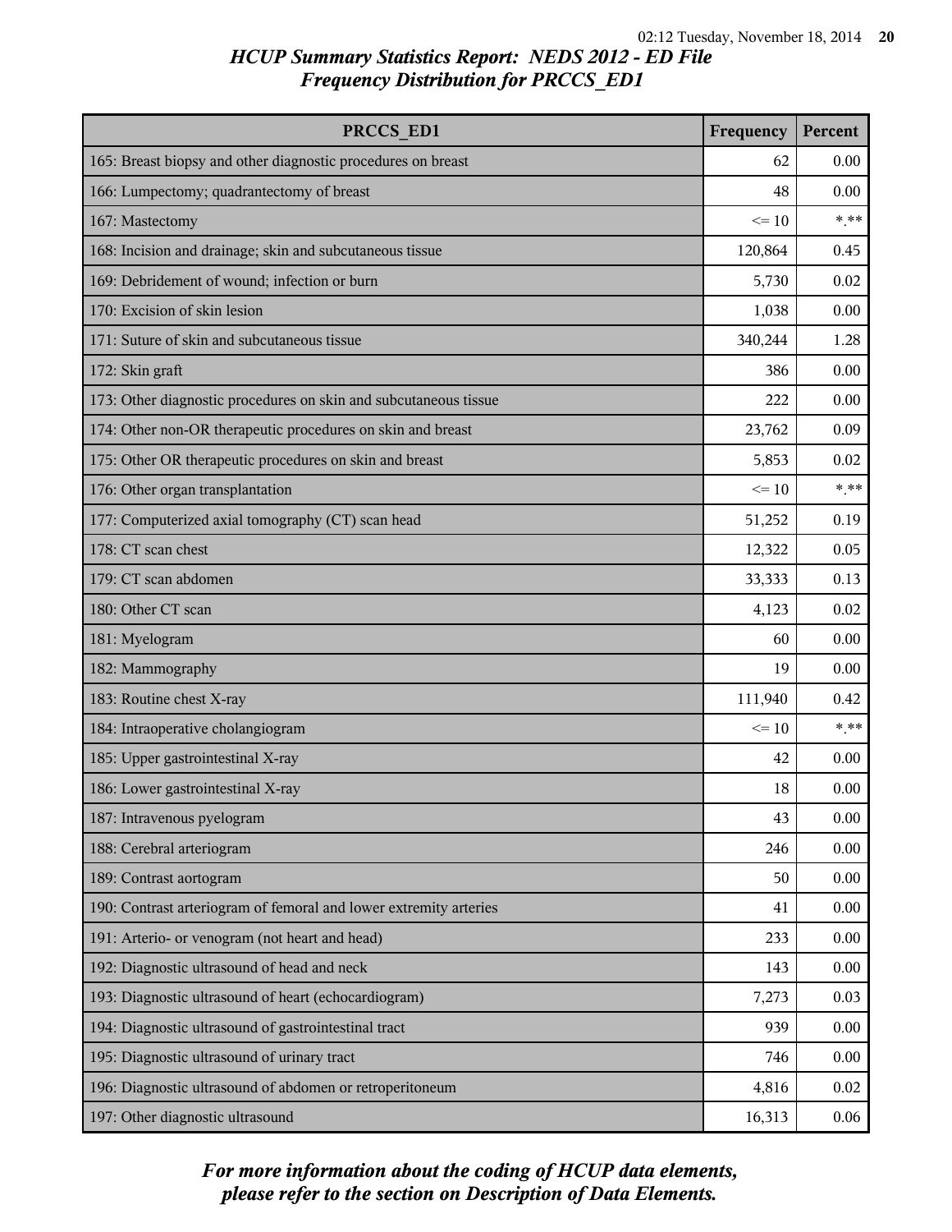## HCUP Summary Statistics Report: NEDS 2012 - ED File
## Frequency Distribution for PRCCS_ED1

| PRCCS_ED1 | Frequency | Percent |
|---|---|---|
| 165: Breast biopsy and other diagnostic procedures on breast | 62 | 0.00 |
| 166: Lumpectomy; quadrantectomy of breast | 48 | 0.00 |
| 167: Mastectomy | <= 10 | *.** |
| 168: Incision and drainage; skin and subcutaneous tissue | 120,864 | 0.45 |
| 169: Debridement of wound; infection or burn | 5,730 | 0.02 |
| 170: Excision of skin lesion | 1,038 | 0.00 |
| 171: Suture of skin and subcutaneous tissue | 340,244 | 1.28 |
| 172: Skin graft | 386 | 0.00 |
| 173: Other diagnostic procedures on skin and subcutaneous tissue | 222 | 0.00 |
| 174: Other non-OR therapeutic procedures on skin and breast | 23,762 | 0.09 |
| 175: Other OR therapeutic procedures on skin and breast | 5,853 | 0.02 |
| 176: Other organ transplantation | <= 10 | *.** |
| 177: Computerized axial tomography (CT) scan head | 51,252 | 0.19 |
| 178: CT scan chest | 12,322 | 0.05 |
| 179: CT scan abdomen | 33,333 | 0.13 |
| 180: Other CT scan | 4,123 | 0.02 |
| 181: Myelogram | 60 | 0.00 |
| 182: Mammography | 19 | 0.00 |
| 183: Routine chest X-ray | 111,940 | 0.42 |
| 184: Intraoperative cholangiogram | <= 10 | *.** |
| 185: Upper gastrointestinal X-ray | 42 | 0.00 |
| 186: Lower gastrointestinal X-ray | 18 | 0.00 |
| 187: Intravenous pyelogram | 43 | 0.00 |
| 188: Cerebral arteriogram | 246 | 0.00 |
| 189: Contrast aortogram | 50 | 0.00 |
| 190: Contrast arteriogram of femoral and lower extremity arteries | 41 | 0.00 |
| 191: Arterio- or venogram (not heart and head) | 233 | 0.00 |
| 192: Diagnostic ultrasound of head and neck | 143 | 0.00 |
| 193: Diagnostic ultrasound of heart (echocardiogram) | 7,273 | 0.03 |
| 194: Diagnostic ultrasound of gastrointestinal tract | 939 | 0.00 |
| 195: Diagnostic ultrasound of urinary tract | 746 | 0.00 |
| 196: Diagnostic ultrasound of abdomen or retroperitoneum | 4,816 | 0.02 |
| 197: Other diagnostic ultrasound | 16,313 | 0.06 |

*For more information about the coding of HCUP data elements, please refer to the section on Description of Data Elements.*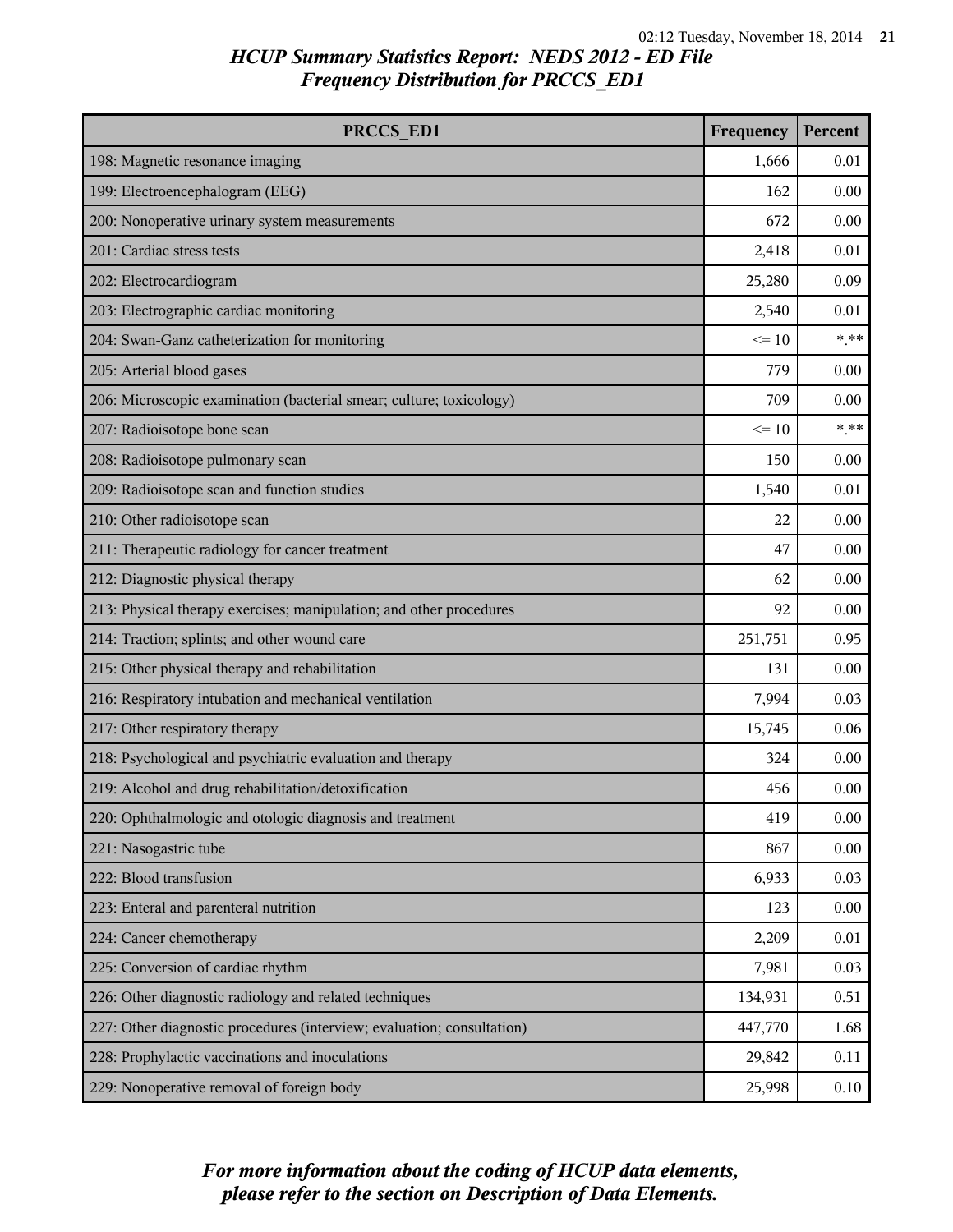# HCUP Summary Statistics Report: NEDS 2012 - ED File

## Frequency Distribution for PRCCS_ED1

| PRCCS_ED1 | Frequency | Percent |
| --- | --- | --- |
| 198: Magnetic resonance imaging | 1,666 | 0.01 |
| 199: Electroencephalogram (EEG) | 162 | 0.00 |
| 200: Nonoperative urinary system measurements | 672 | 0.00 |
| 201: Cardiac stress tests | 2,418 | 0.01 |
| 202: Electrocardiogram | 25,280 | 0.09 |
| 203: Electrographic cardiac monitoring | 2,540 | 0.01 |
| 204: Swan-Ganz catheterization for monitoring | <= 10 | *.** |
| 205: Arterial blood gases | 779 | 0.00 |
| 206: Microscopic examination (bacterial smear; culture; toxicology) | 709 | 0.00 |
| 207: Radioisotope bone scan | <= 10 | *.** |
| 208: Radioisotope pulmonary scan | 150 | 0.00 |
| 209: Radioisotope scan and function studies | 1,540 | 0.01 |
| 210: Other radioisotope scan | 22 | 0.00 |
| 211: Therapeutic radiology for cancer treatment | 47 | 0.00 |
| 212: Diagnostic physical therapy | 62 | 0.00 |
| 213: Physical therapy exercises; manipulation; and other procedures | 92 | 0.00 |
| 214: Traction; splints; and other wound care | 251,751 | 0.95 |
| 215: Other physical therapy and rehabilitation | 131 | 0.00 |
| 216: Respiratory intubation and mechanical ventilation | 7,994 | 0.03 |
| 217: Other respiratory therapy | 15,745 | 0.06 |
| 218: Psychological and psychiatric evaluation and therapy | 324 | 0.00 |
| 219: Alcohol and drug rehabilitation/detoxification | 456 | 0.00 |
| 220: Ophthalmologic and otologic diagnosis and treatment | 419 | 0.00 |
| 221: Nasogastric tube | 867 | 0.00 |
| 222: Blood transfusion | 6,933 | 0.03 |
| 223: Enteral and parenteral nutrition | 123 | 0.00 |
| 224: Cancer chemotherapy | 2,209 | 0.01 |
| 225: Conversion of cardiac rhythm | 7,981 | 0.03 |
| 226: Other diagnostic radiology and related techniques | 134,931 | 0.51 |
| 227: Other diagnostic procedures (interview; evaluation; consultation) | 447,770 | 1.68 |
| 228: Prophylactic vaccinations and inoculations | 29,842 | 0.11 |
| 229: Nonoperative removal of foreign body | 25,998 | 0.10 |

*For more information about the coding of HCUP data elements, please refer to the section on Description of Data Elements.*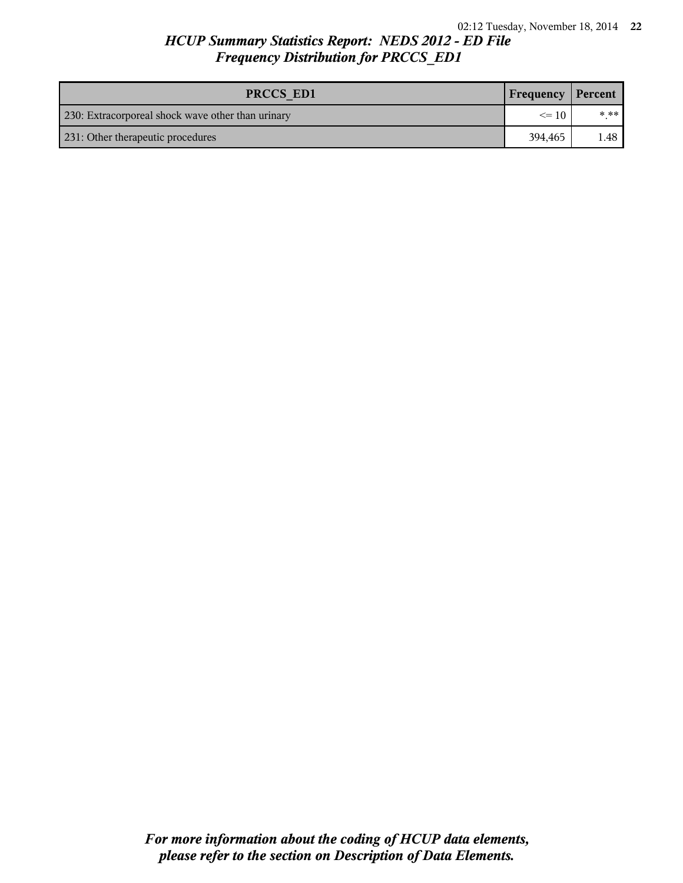| PRCCS_ED1 | Frequency | Percent |
|---|---|---|
| 230: Extracorporeal shock wave other than urinary | <= 10 | *.** |
| 231: Other therapeutic procedures | 394,465 | 1.48 |

*For more information about the coding of HCUP data elements, please refer to the section on Description of Data Elements.*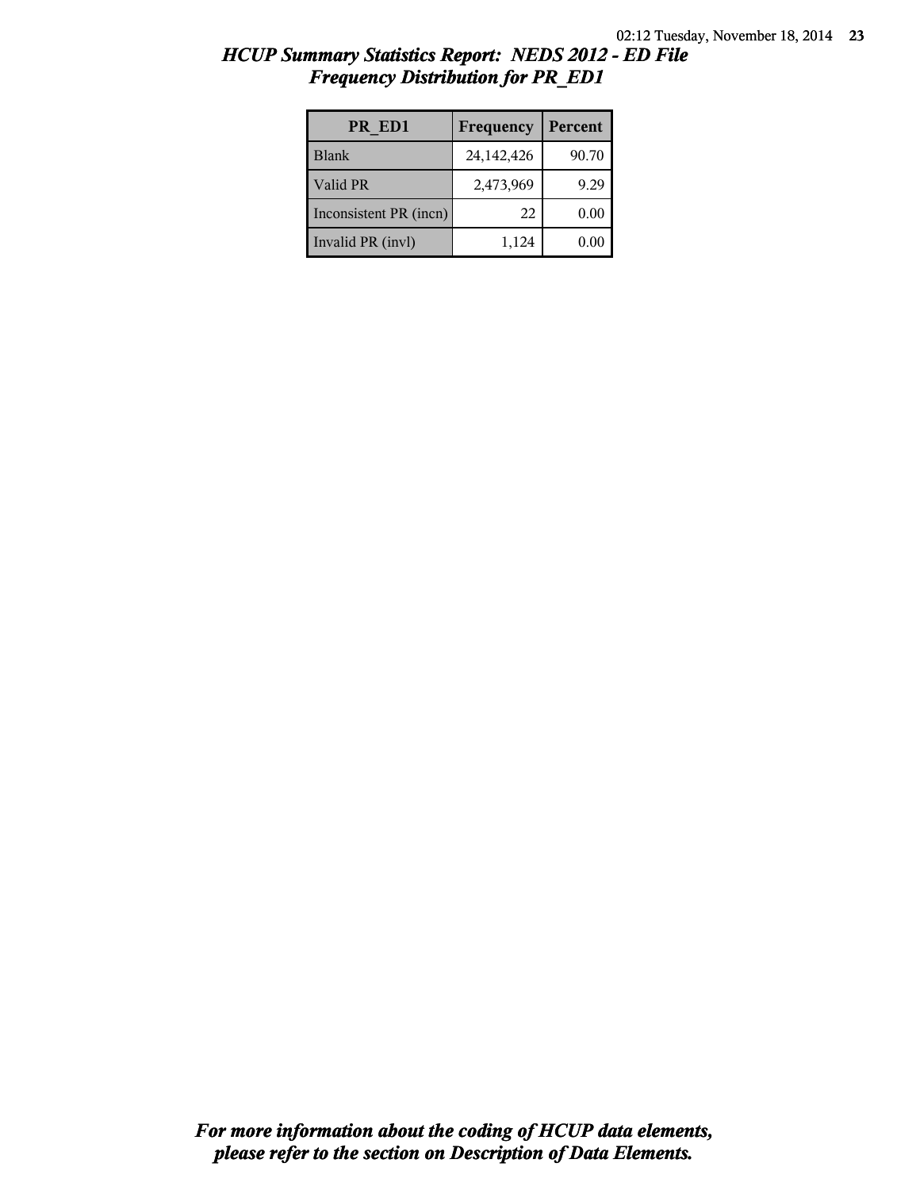## *HCUP Summary Statistics Report: NEDS 2012 - ED File*
## *Frequency Distribution for PR_ED1*

| PR_ED1 | Frequency | Percent |
|---|---|---|
| Blank | 24,142,426 | 90.70 |
| Valid PR | 2,473,969 | 9.29 |
| Inconsistent PR (incn) | 22 | 0.00 |
| Invalid PR (invl) | 1,124 | 0.00 |

***For more information about the coding of HCUP data elements, please refer to the section on Description of Data Elements.***